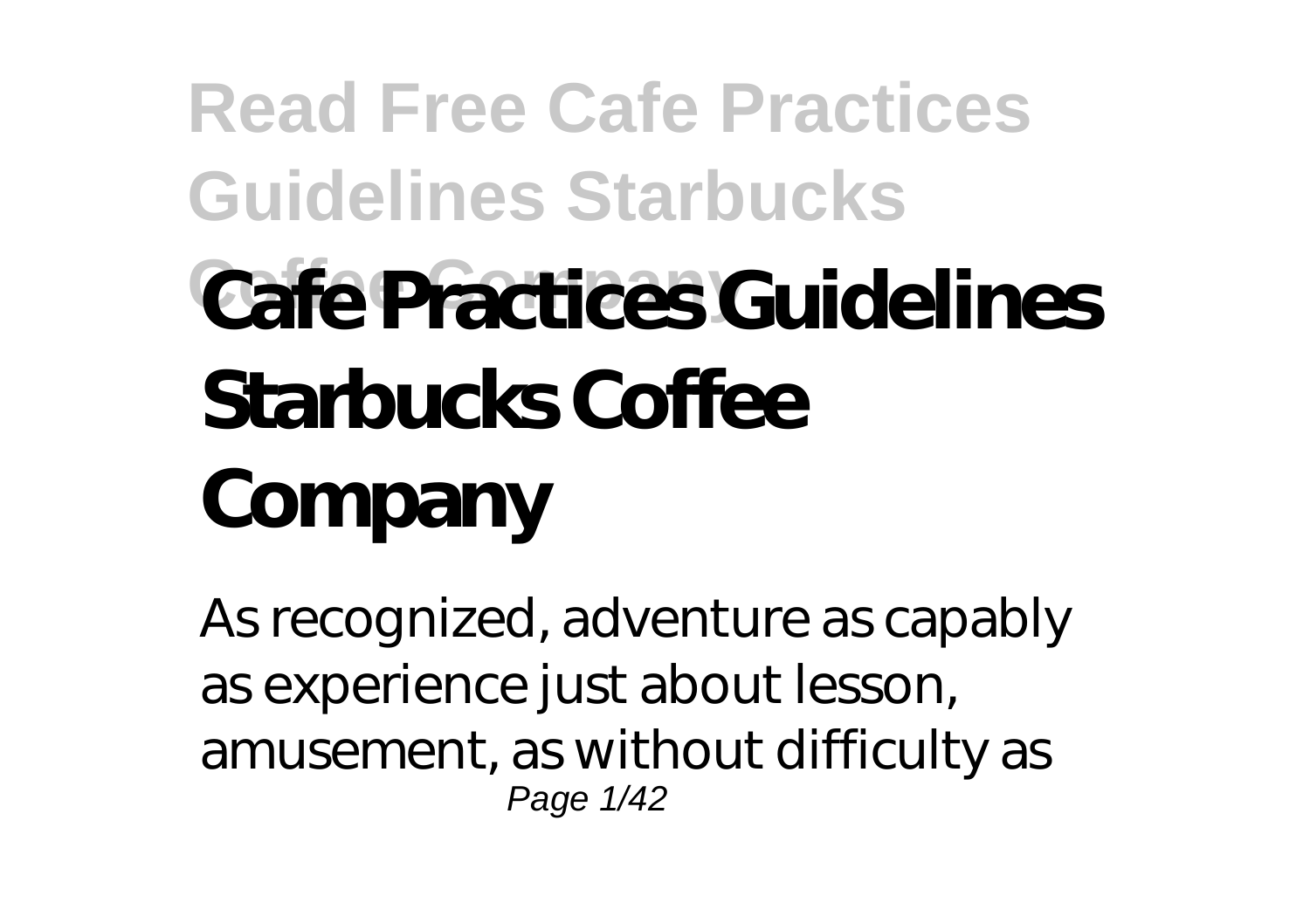# Cafe Practices Guidelines Starbucks Coffee Company

As recognized, adventure as capably as experience just about lesson, amusement, as without difficulty as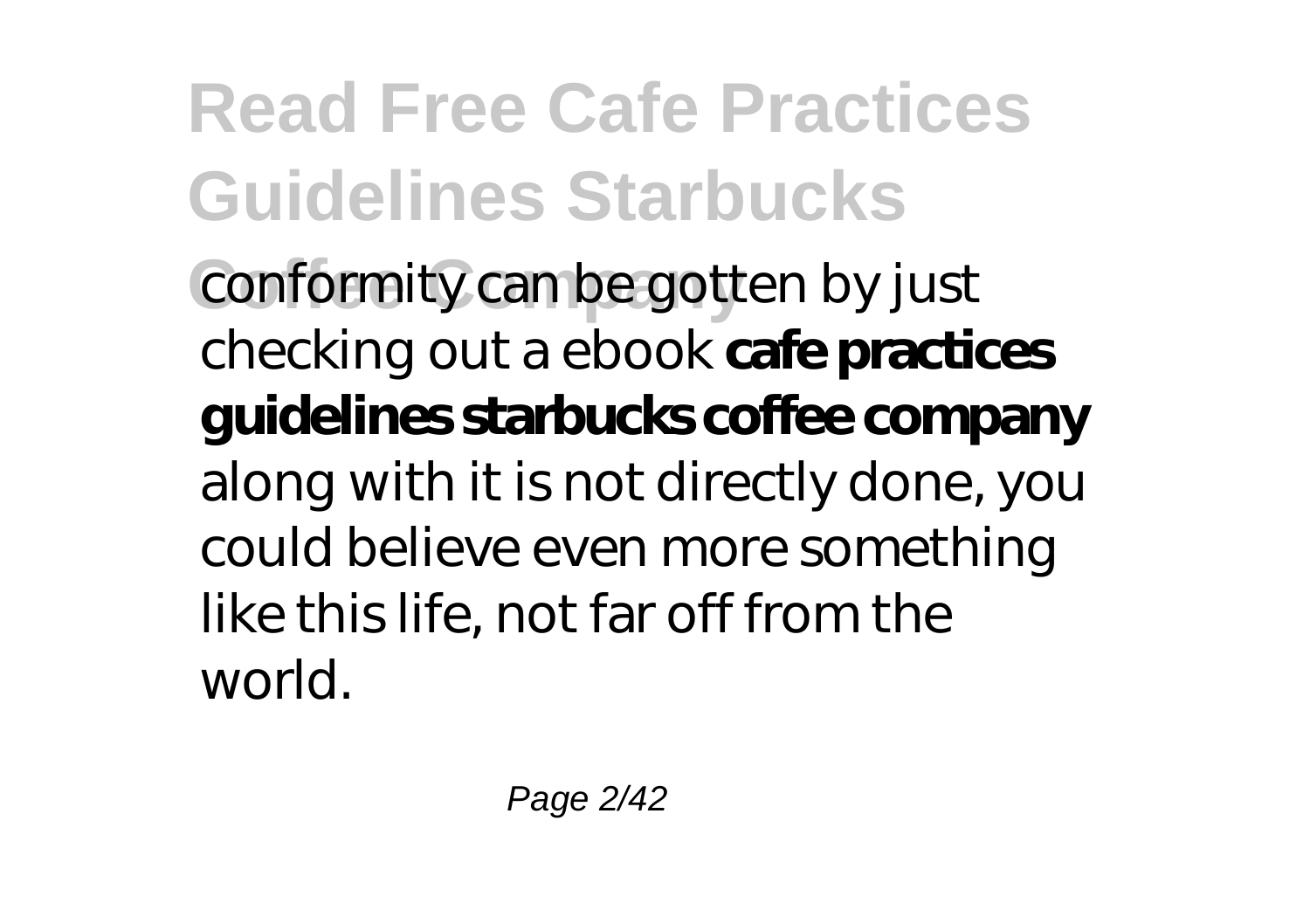conformity can be gotten by just checking out a ebook **cafe practices guidelines starbucks coffee company** along with it is not directly done, you could believe even more something like this life, not far off from the world.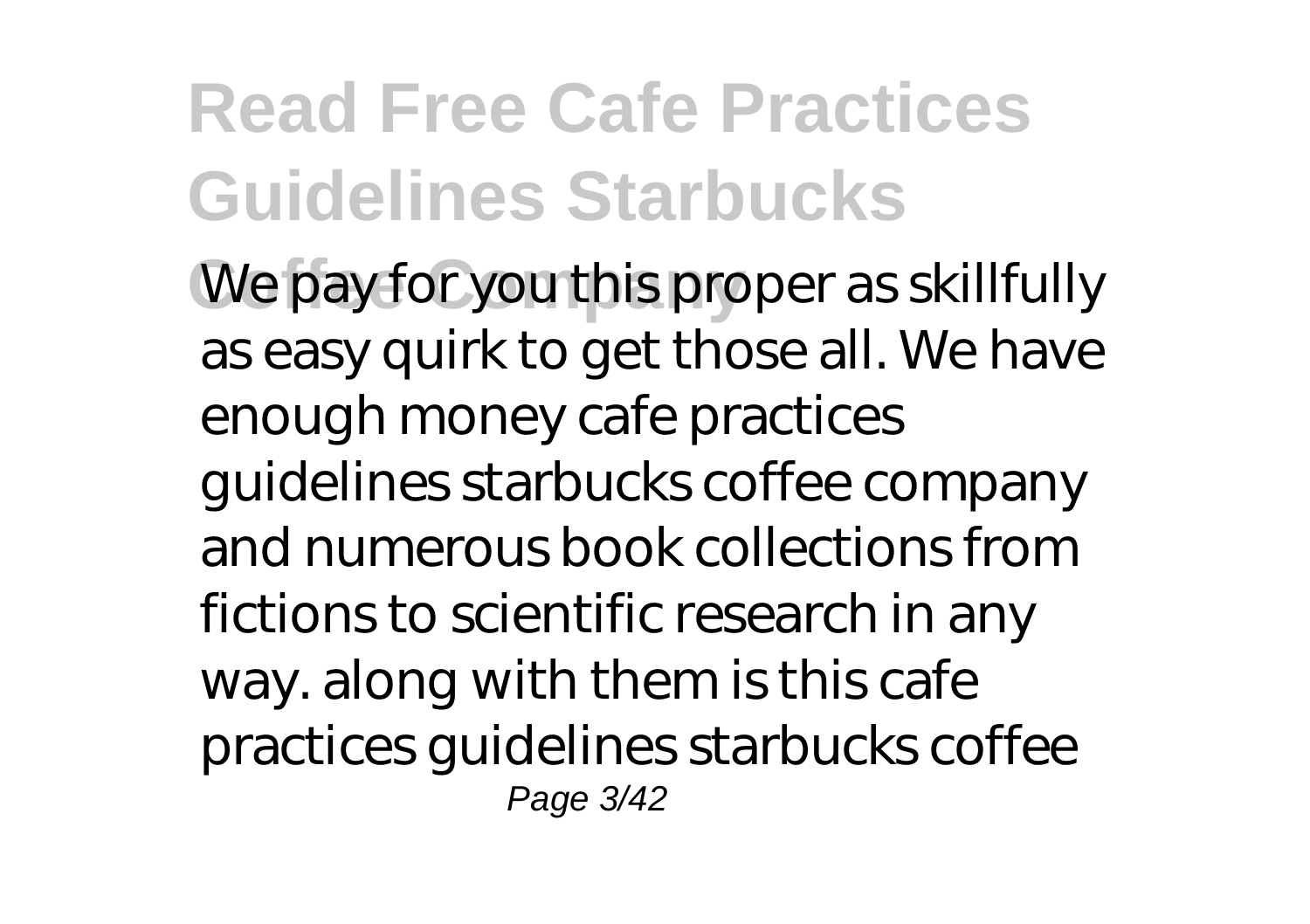We pay for you this proper as skillfully as easy quirk to get those all. We have enough money cafe practices guidelines starbucks coffee company and numerous book collections from fictions to scientific research in any way. along with them is this cafe practices guidelines starbucks coffee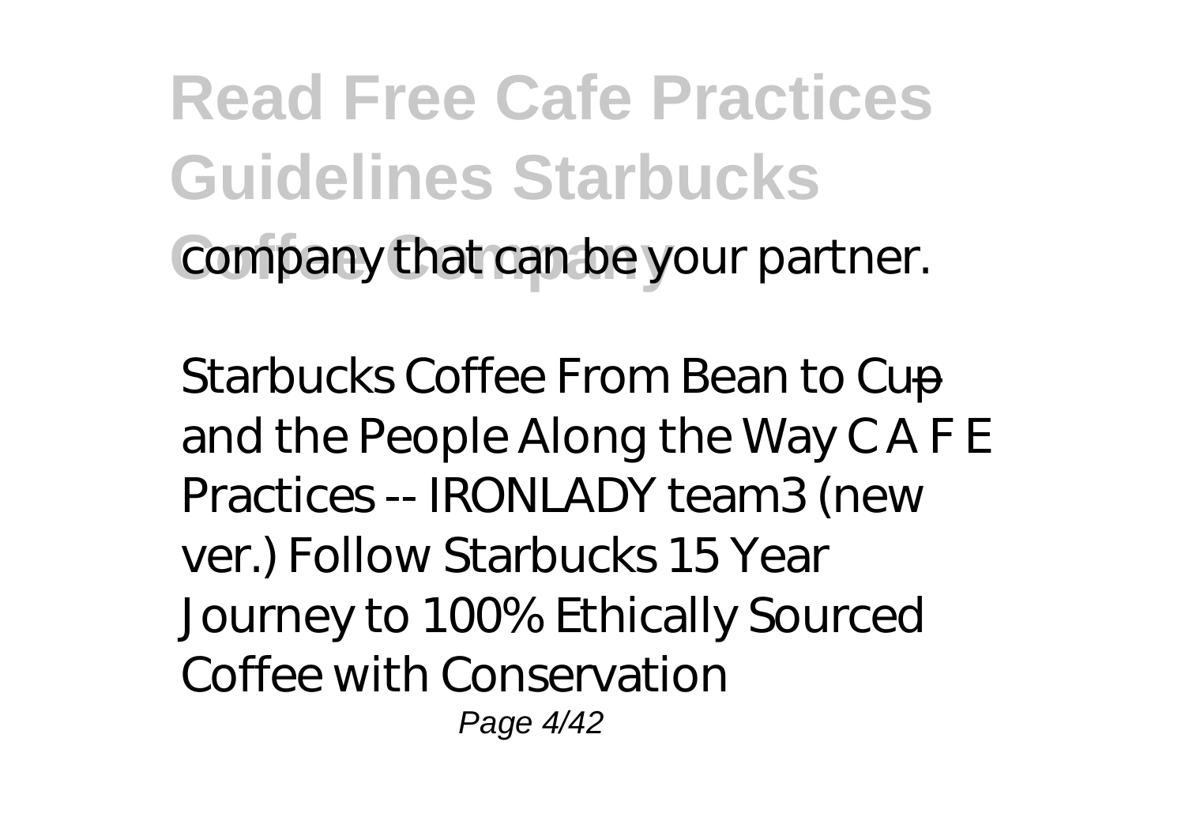company that can be your partner.

*Starbucks Coffee From Bean to Cup—and the People Along the Way C A F E Practices -- IRONLADY team3 (new ver.) Follow Starbucks 15 Year Journey to 100% Ethically Sourced Coffee with Conservation*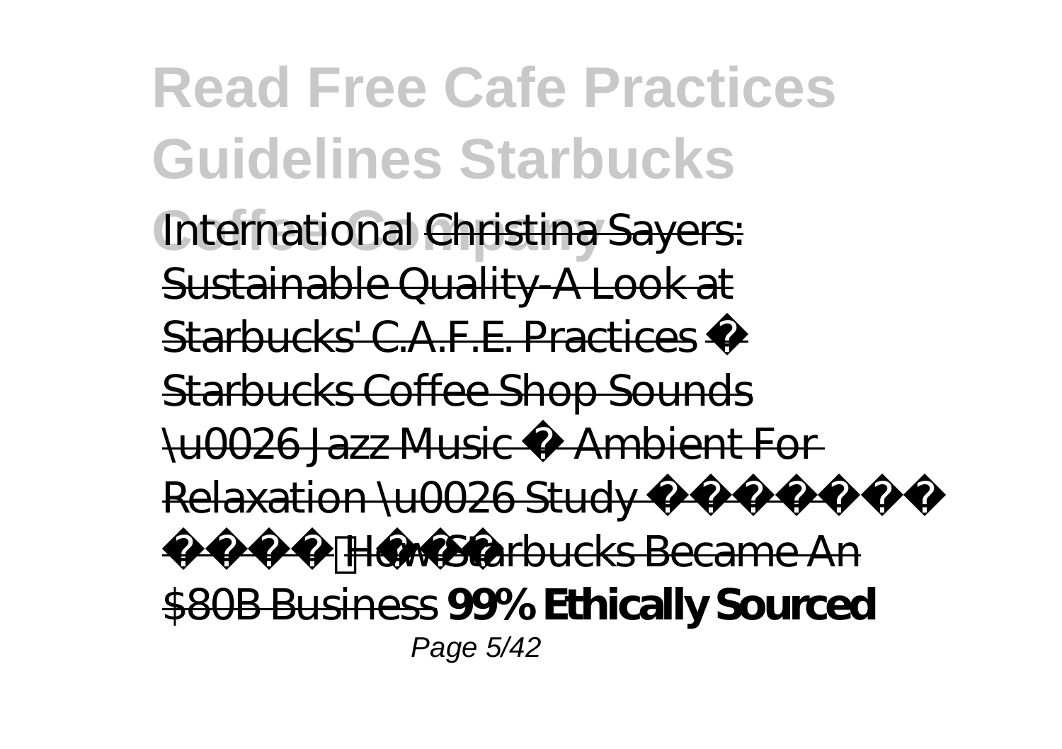International ~~Christina Sayers: Sustainable Quality-A Look at Starbucks' C.A.F.E. Practices~~ ~~☕ Starbucks Coffee Shop Sounds \u0026 Jazz Music ☕ Ambient For Relaxation \u0026 Study~~ ~~How Starbucks Became An $80B Business~~ **99% Ethically Sourced**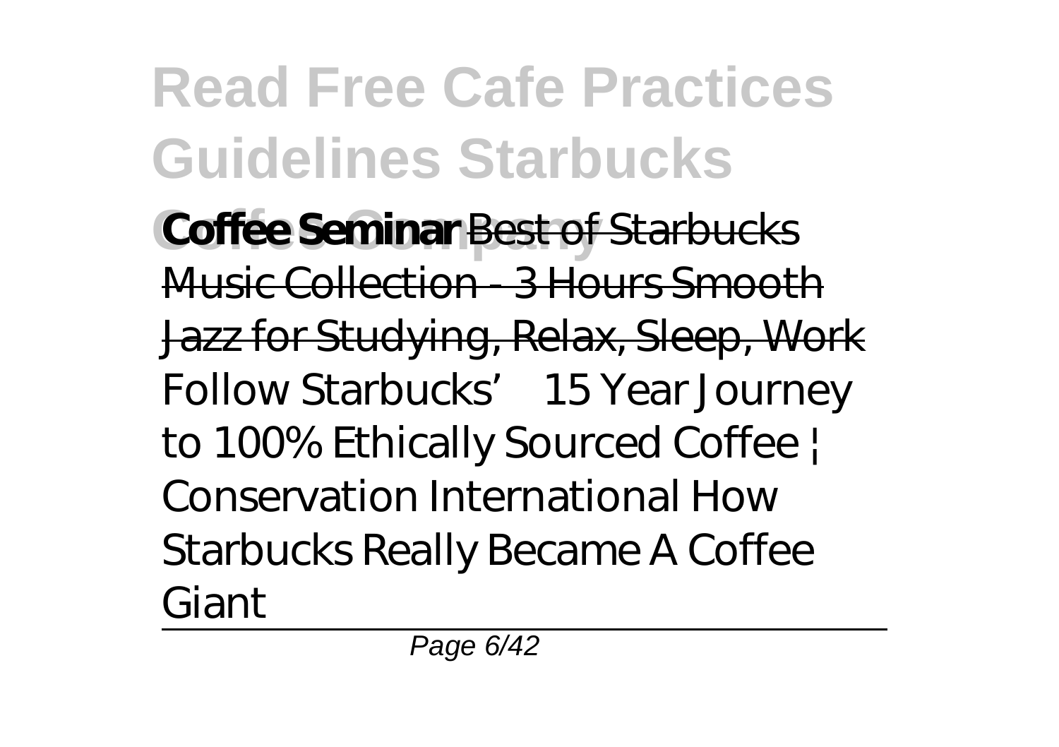**Coffee Seminar** ~~Best of Starbucks Music Collection - 3 Hours Smooth Jazz for Studying, Relax, Sleep, Work~~ *Follow Starbucks' 15 Year Journey to 100% Ethically Sourced Coffee | Conservation International* *How Starbucks Really Became A Coffee Giant*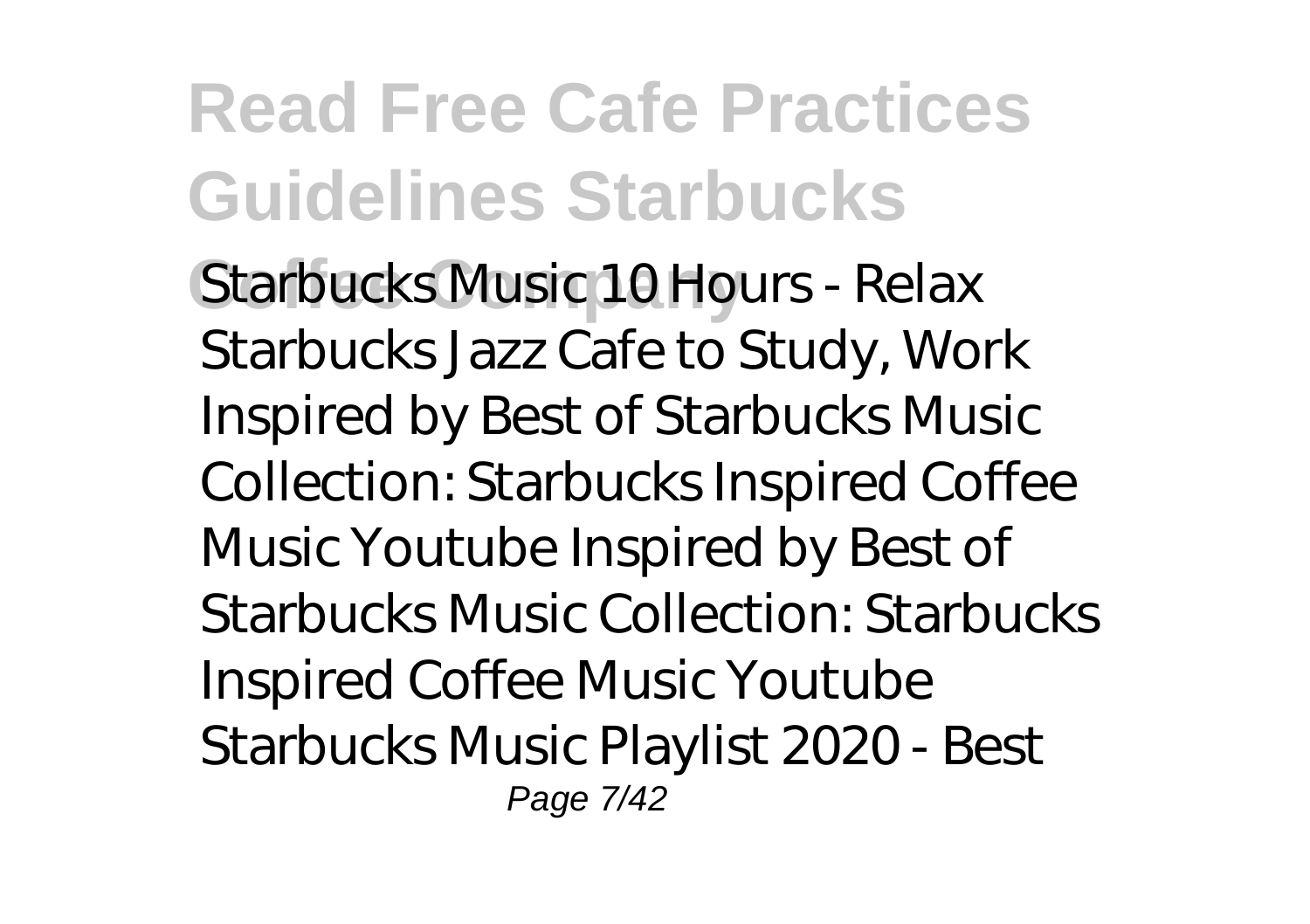*Starbucks Music 10 Hours - Relax Starbucks Jazz Cafe to Study, Work* Inspired by Best of Starbucks Music Collection: Starbucks Inspired Coffee Music Youtube Inspired by Best of Starbucks Music Collection: Starbucks Inspired Coffee Music Youtube *Starbucks Music Playlist 2020 - Best*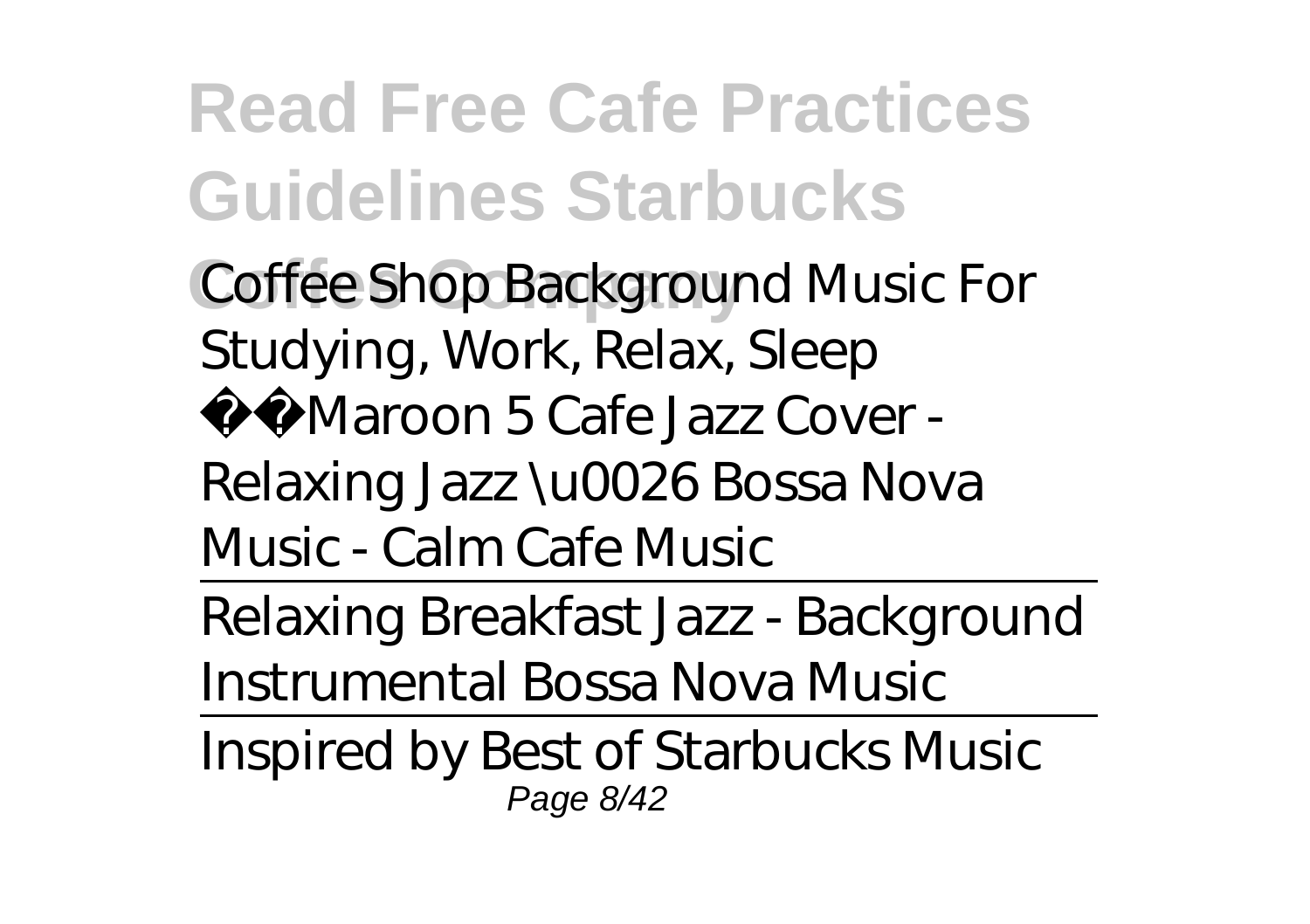*Coffee Shop Background Music For Studying, Work, Relax, Sleep*

*☕️Maroon 5 Cafe Jazz Cover - Relaxing Jazz \u0026 Bossa Nova Music - Calm Cafe Music*

Relaxing Breakfast Jazz - Background Instrumental Bossa Nova Music

Inspired by Best of Starbucks Music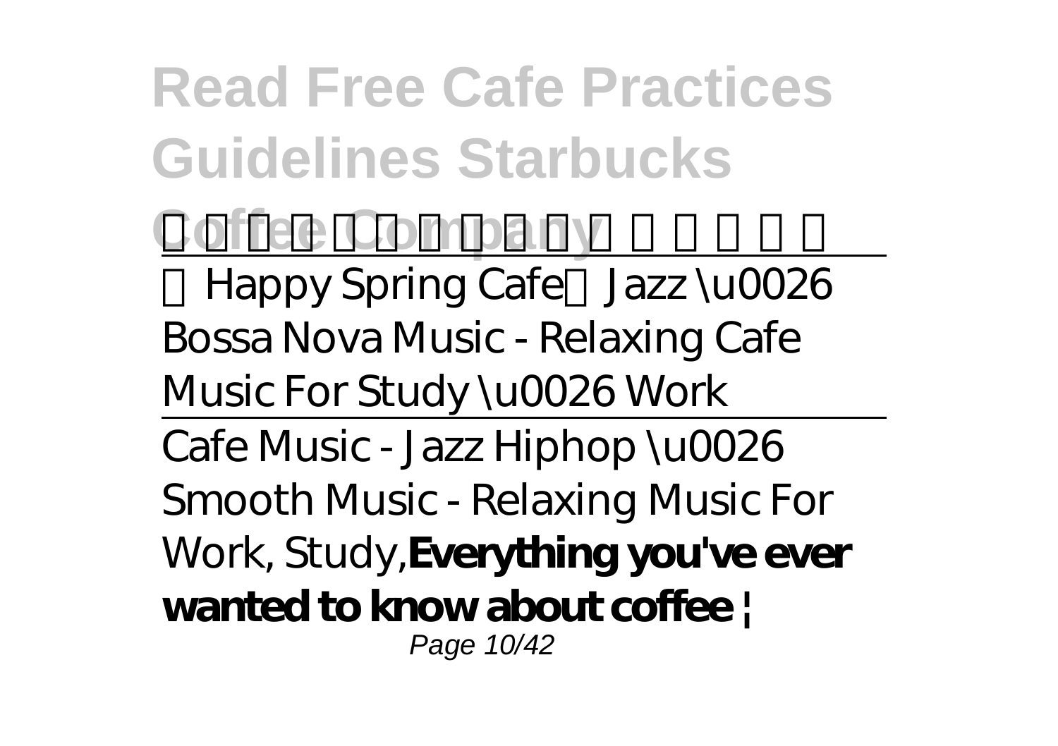Happy Spring Cafe Jazz \u0026 Bossa Nova Music - Relaxing Cafe Music For Study \u0026 Work

Cafe Music - Jazz Hiphop \u0026 Smooth Music - Relaxing Music For Work, Study,**Everything you've ever wanted to know about coffee |**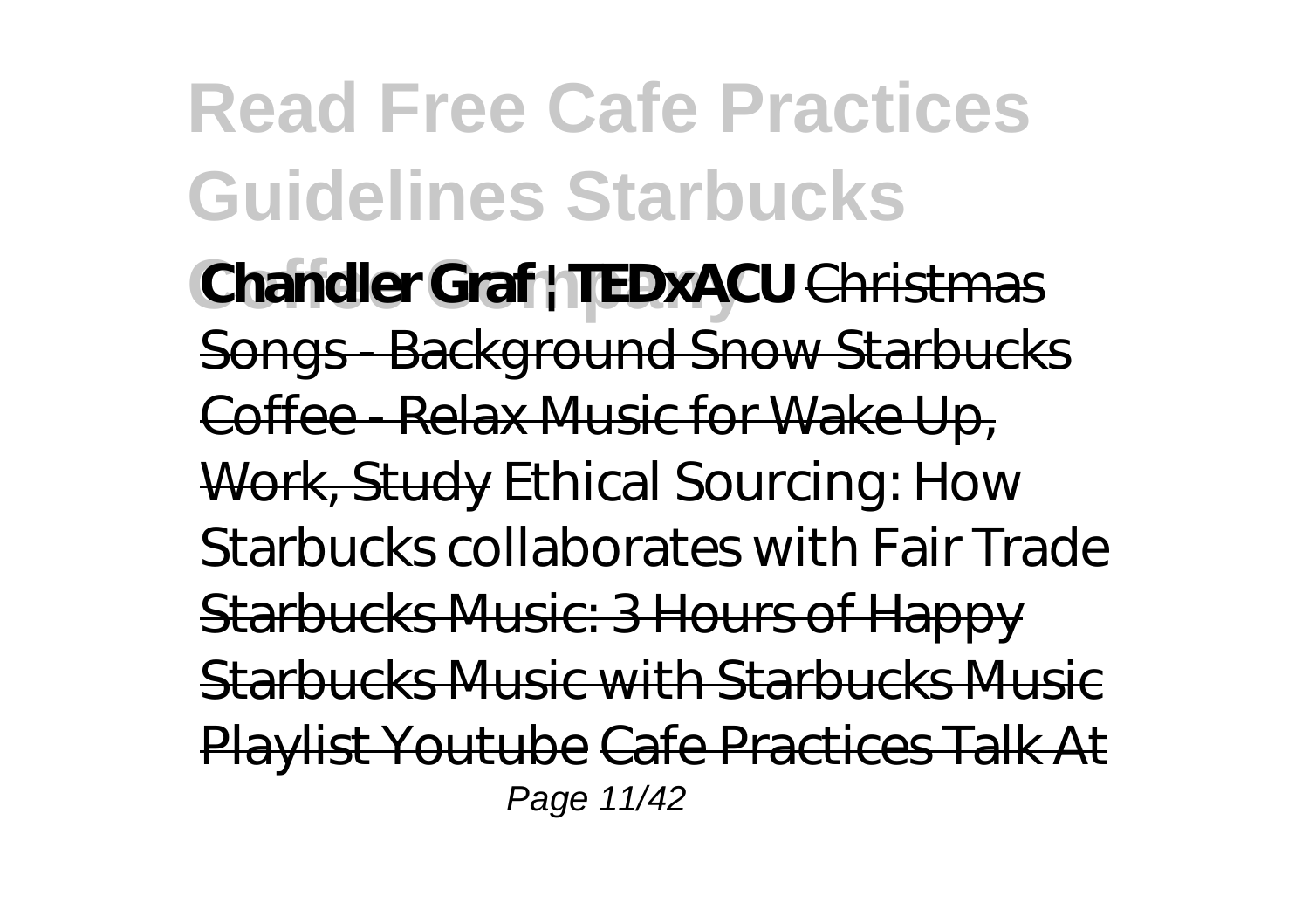**Chandler Graf | TEDxACU** Christmas Songs - Background Snow Starbucks Coffee - Relax Music for Wake Up, Work, Study *Ethical Sourcing: How Starbucks collaborates with Fair Trade* Starbucks Music: 3 Hours of Happy Starbucks Music with Starbucks Music Playlist Youtube Cafe Practices Talk At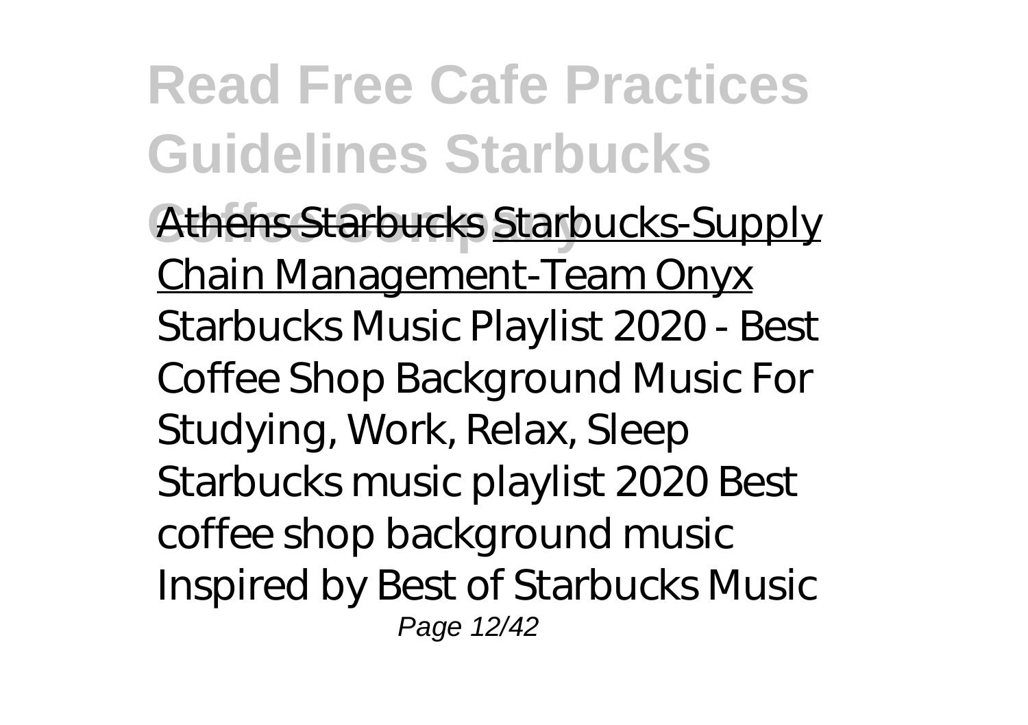Athens Starbucks Starbucks-Supply Chain Management-Team Onyx

*Starbucks Music Playlist 2020 - Best Coffee Shop Background Music For Studying, Work, Relax, Sleep Starbucks music playlist 2020 Best coffee shop background music Inspired by Best of Starbucks Music*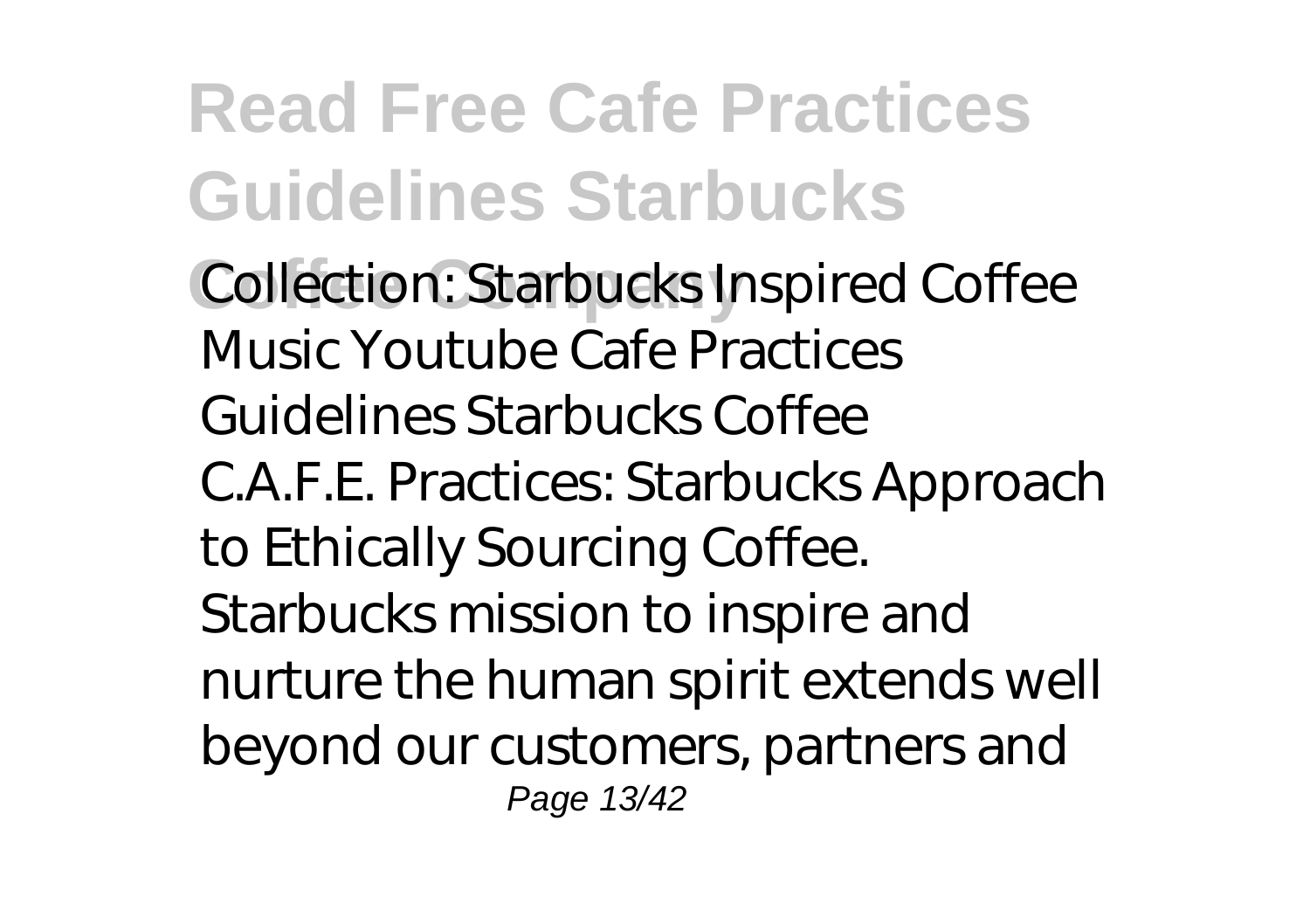Collection: Starbucks Inspired Coffee Music Youtube Cafe Practices Guidelines Starbucks Coffee C.A.F.E. Practices: Starbucks Approach to Ethically Sourcing Coffee. Starbucks mission to inspire and nurture the human spirit extends well beyond our customers, partners and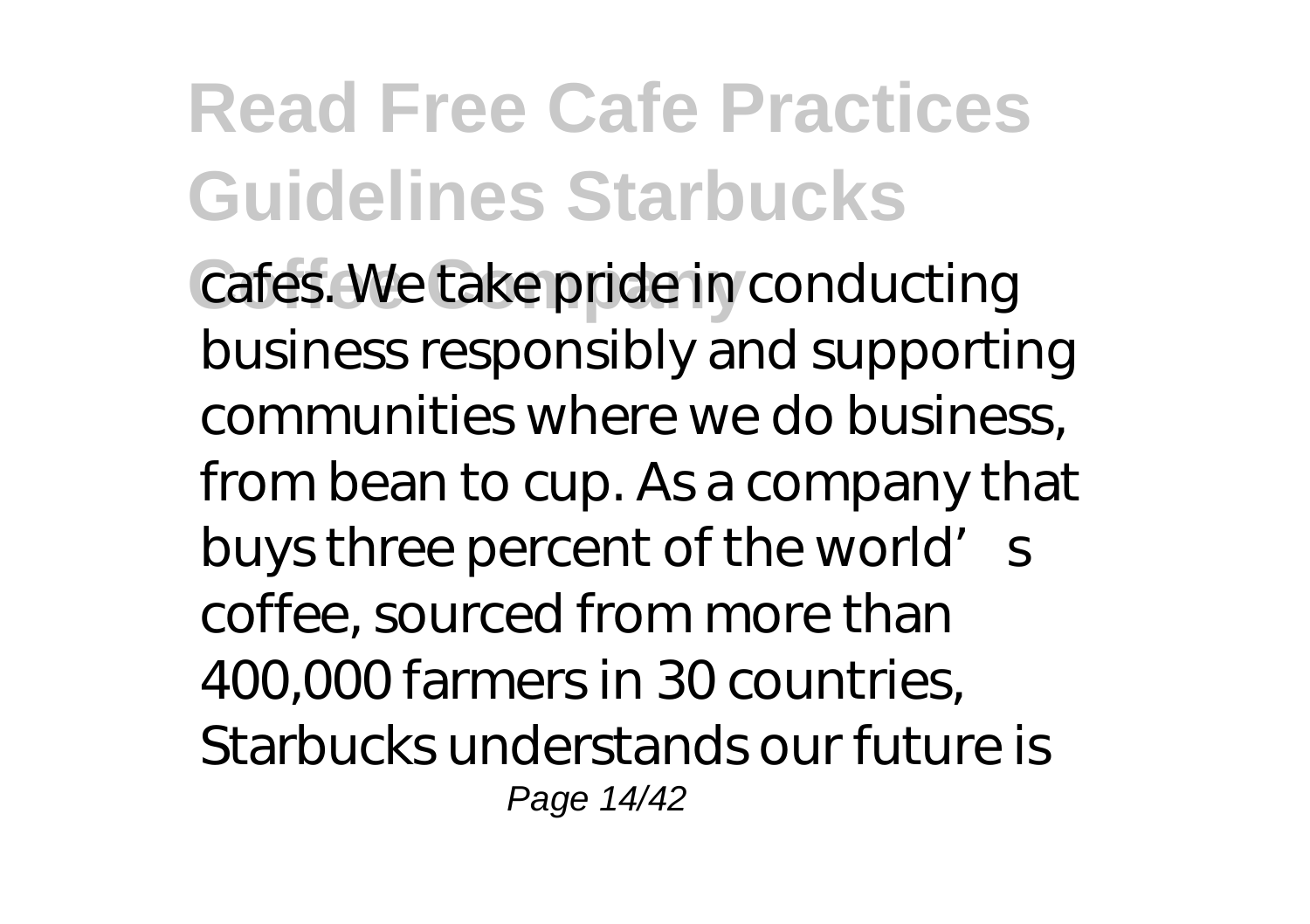cafes. We take pride in conducting business responsibly and supporting communities where we do business, from bean to cup. As a company that buys three percent of the world's coffee, sourced from more than 400,000 farmers in 30 countries, Starbucks understands our future is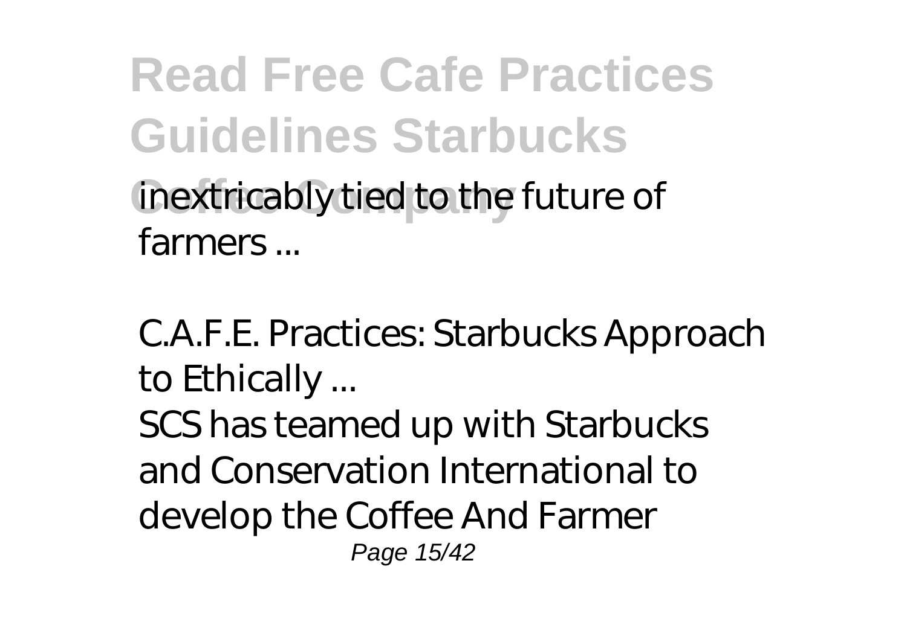inextricably tied to the future of farmers ...

*C.A.F.E. Practices: Starbucks Approach to Ethically ...*

SCS has teamed up with Starbucks and Conservation International to develop the Coffee And Farmer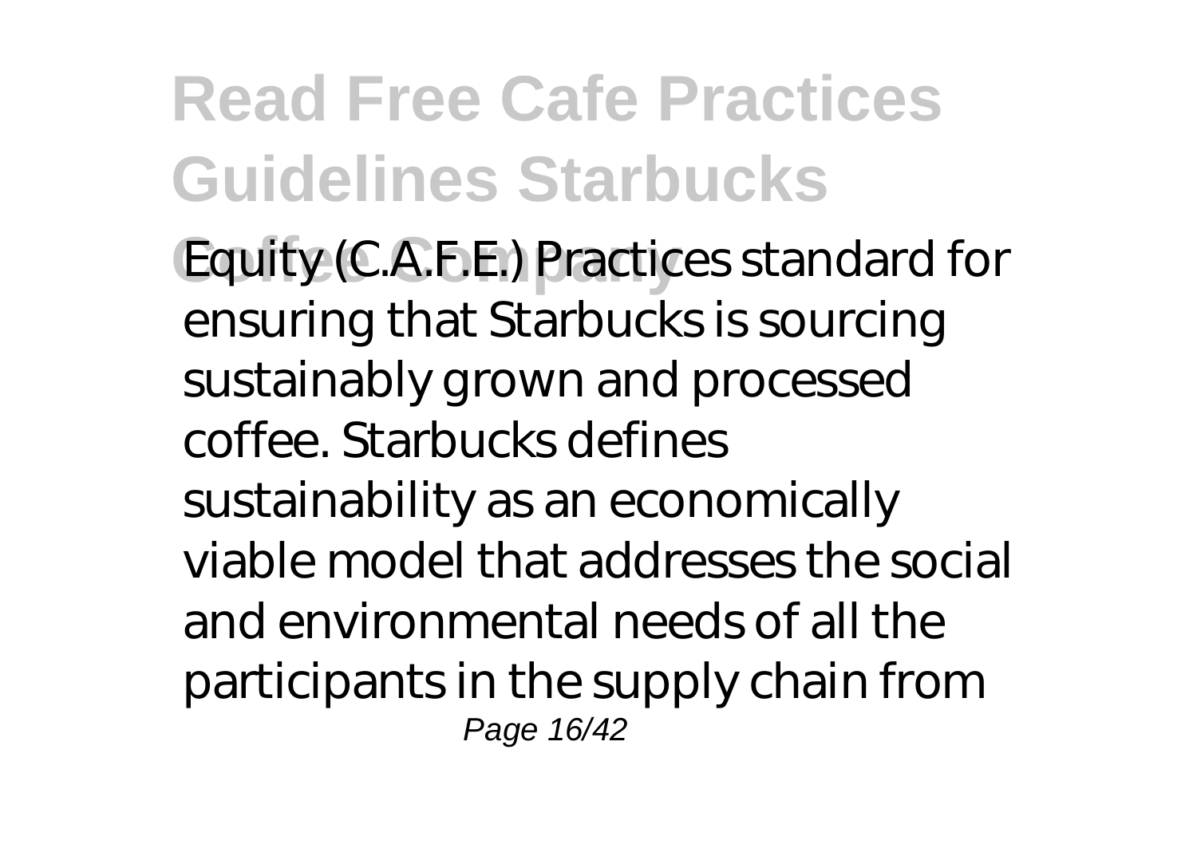Equity (C.A.F.E.) Practices standard for ensuring that Starbucks is sourcing sustainably grown and processed coffee. Starbucks defines sustainability as an economically viable model that addresses the social and environmental needs of all the participants in the supply chain from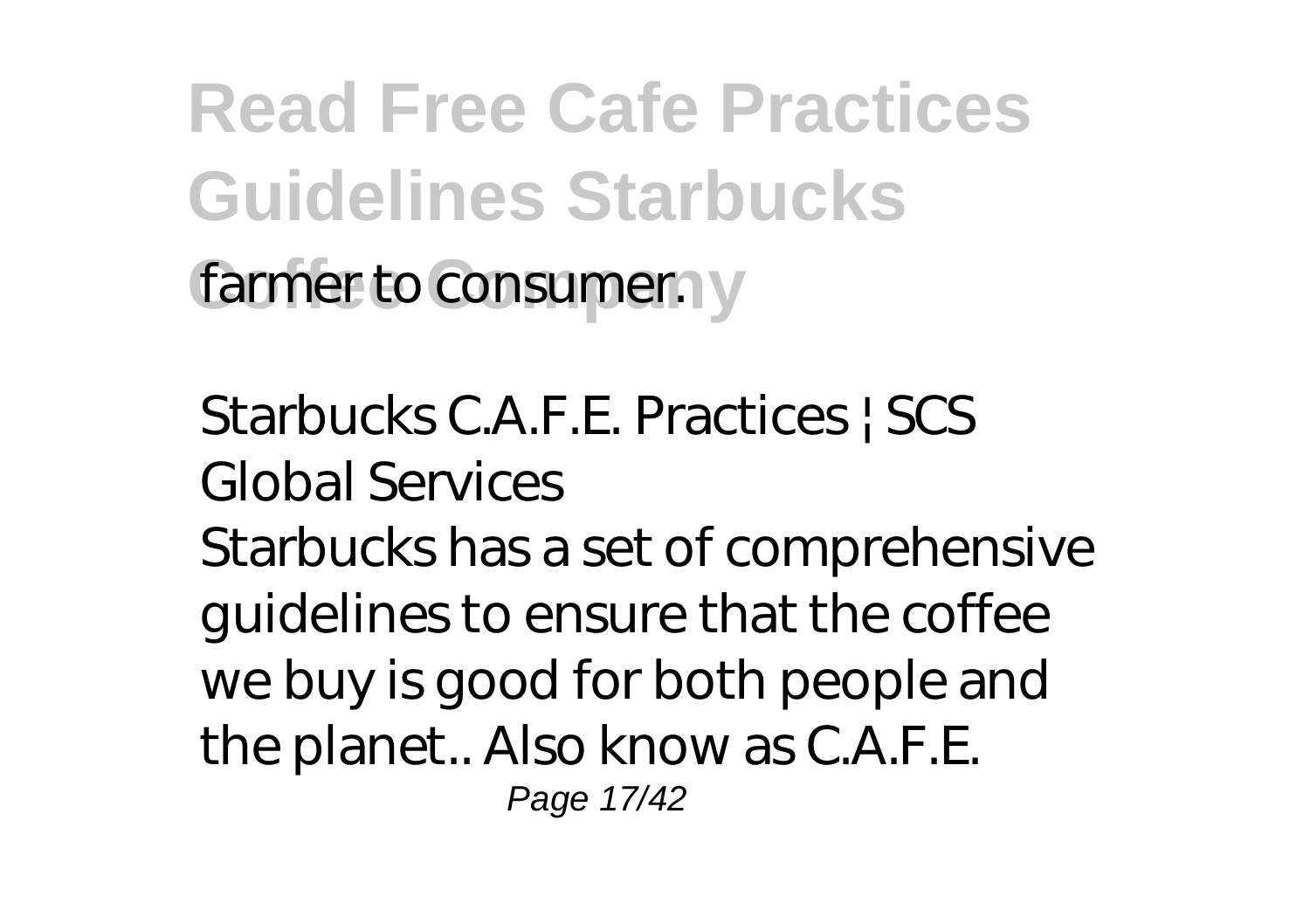farmer to consumer.

Starbucks C.A.F.E. Practices | SCS Global Services

Starbucks has a set of comprehensive guidelines to ensure that the coffee we buy is good for both people and the planet.. Also know as C.A.F.E.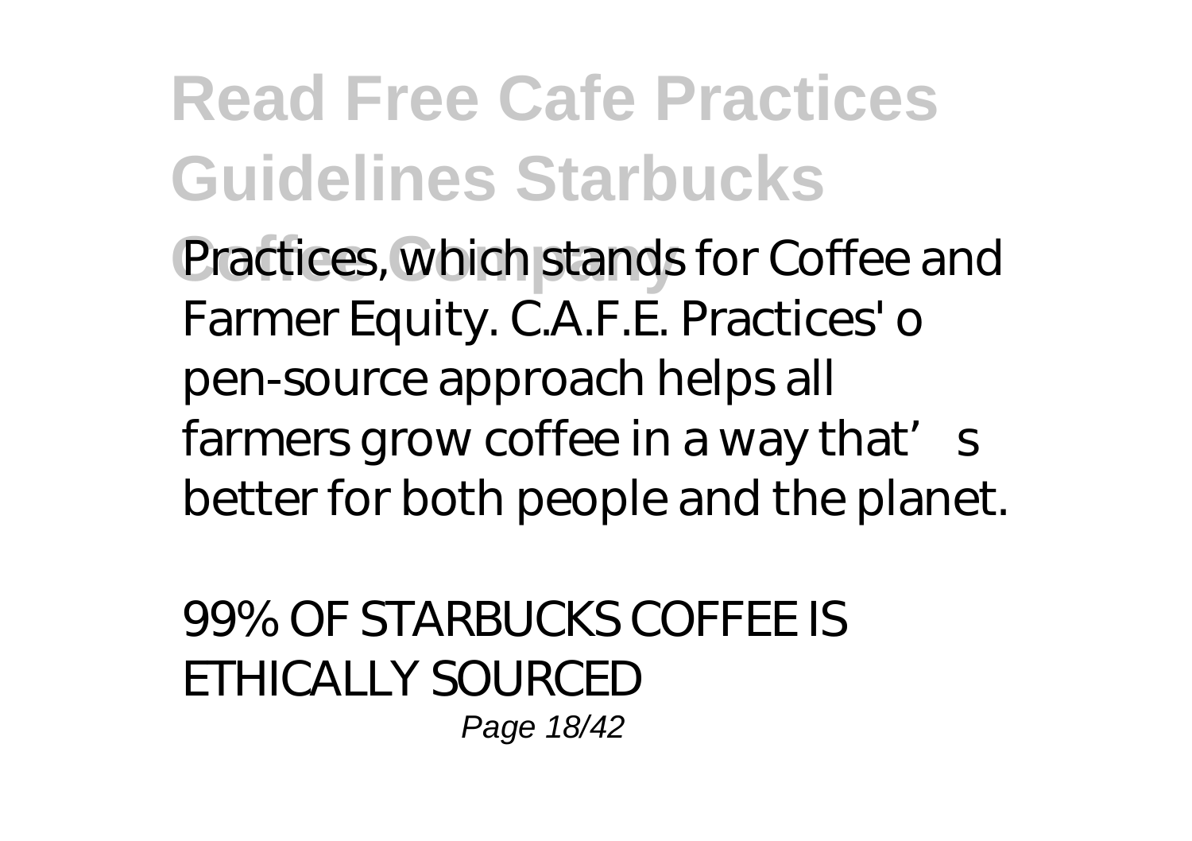Practices, which stands for Coffee and Farmer Equity. C.A.F.E. Practices' o pen-source approach helps all farmers grow coffee in a way that's better for both people and the planet.

99% OF STARBUCKS COFFEE IS ETHICALLY SOURCED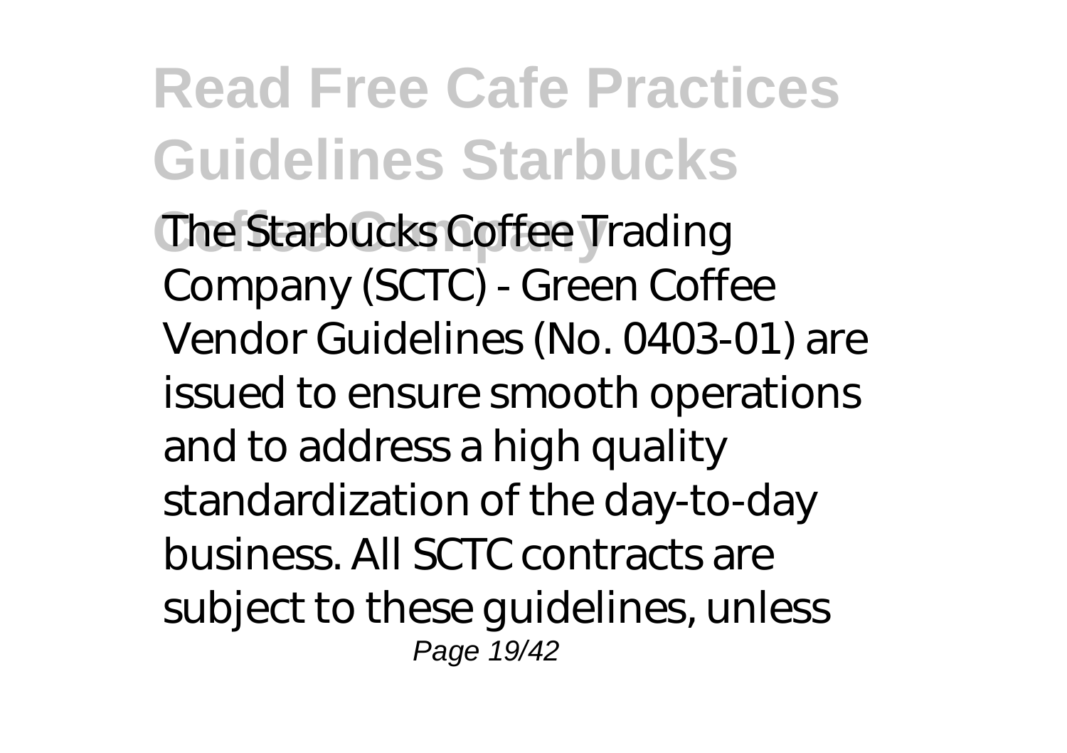The Starbucks Coffee Trading Company (SCTC) - Green Coffee Vendor Guidelines (No. 0403-01) are issued to ensure smooth operations and to address a high quality standardization of the day-to-day business. All SCTC contracts are subject to these guidelines, unless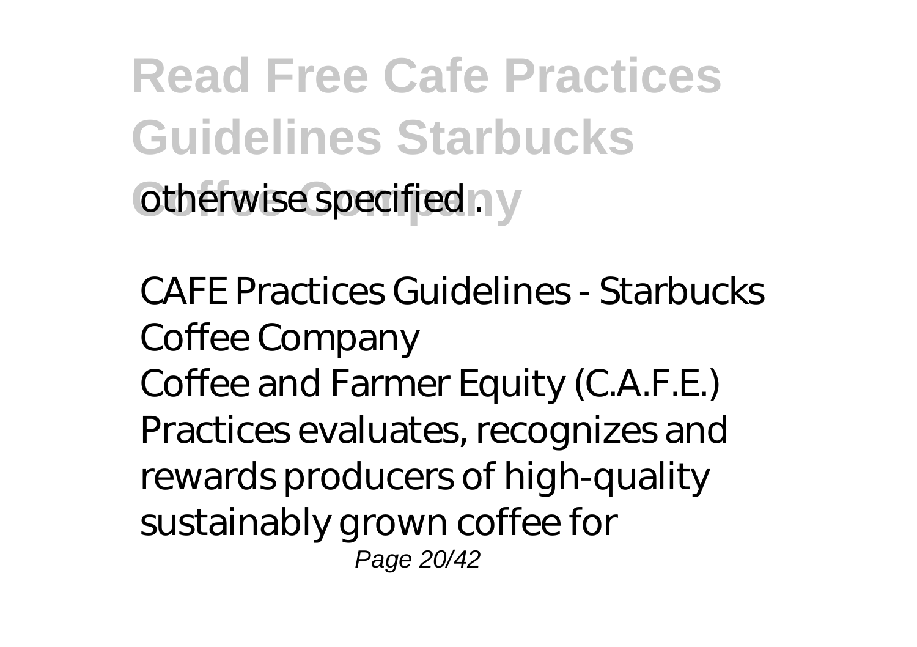otherwise specified .

*CAFE Practices Guidelines - Starbucks Coffee Company*

Coffee and Farmer Equity (C.A.F.E.) Practices evaluates, recognizes and rewards producers of high-quality sustainably grown coffee for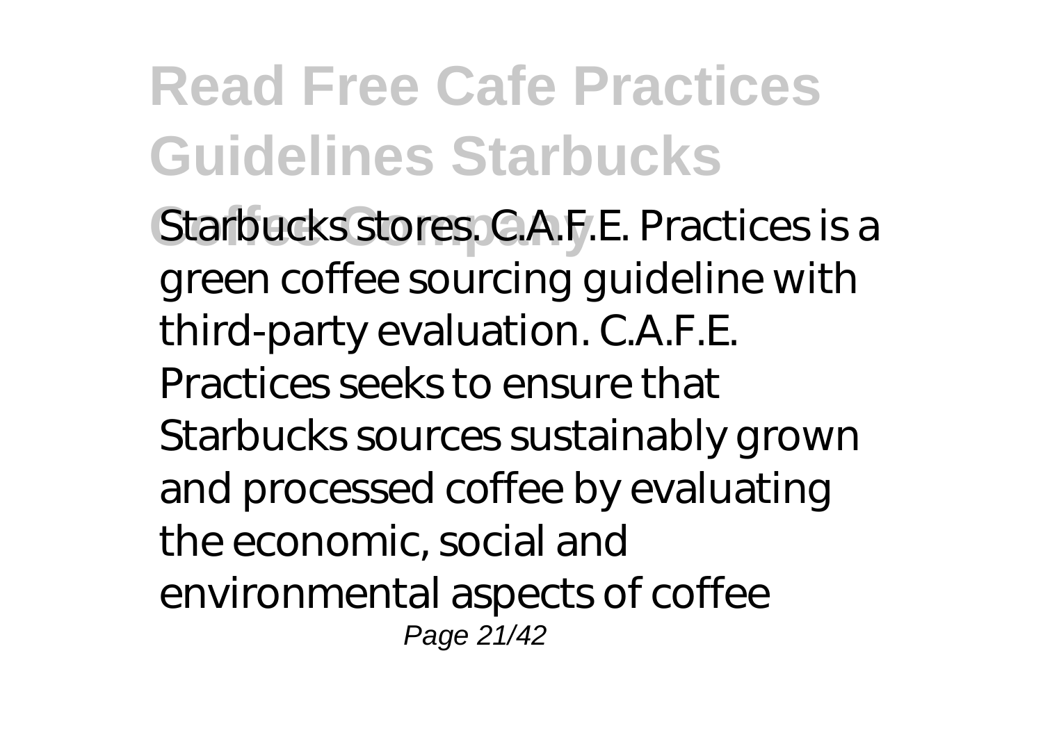Starbucks stores. C.A.F.E. Practices is a green coffee sourcing guideline with third-party evaluation. C.A.F.E. Practices seeks to ensure that Starbucks sources sustainably grown and processed coffee by evaluating the economic, social and environmental aspects of coffee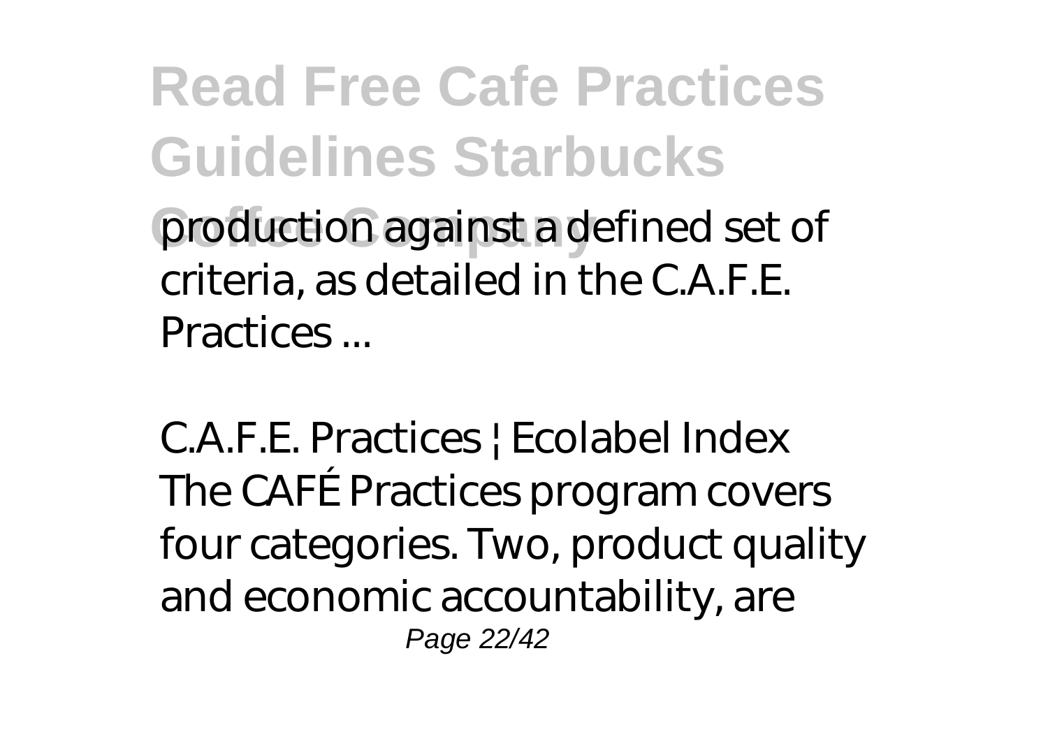production against a defined set of criteria, as detailed in the C.A.F.E. Practices ...

*C.A.F.E. Practices | Ecolabel Index*

The CAFÉ Practices program covers four categories. Two, product quality and economic accountability, are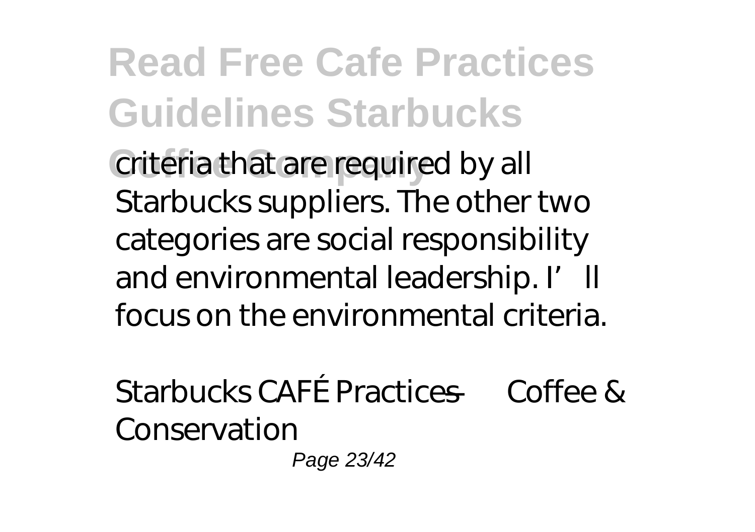criteria that are required by all Starbucks suppliers. The other two categories are social responsibility and environmental leadership. I'll focus on the environmental criteria.

Starbucks CAFÉ Practices — Coffee & Conservation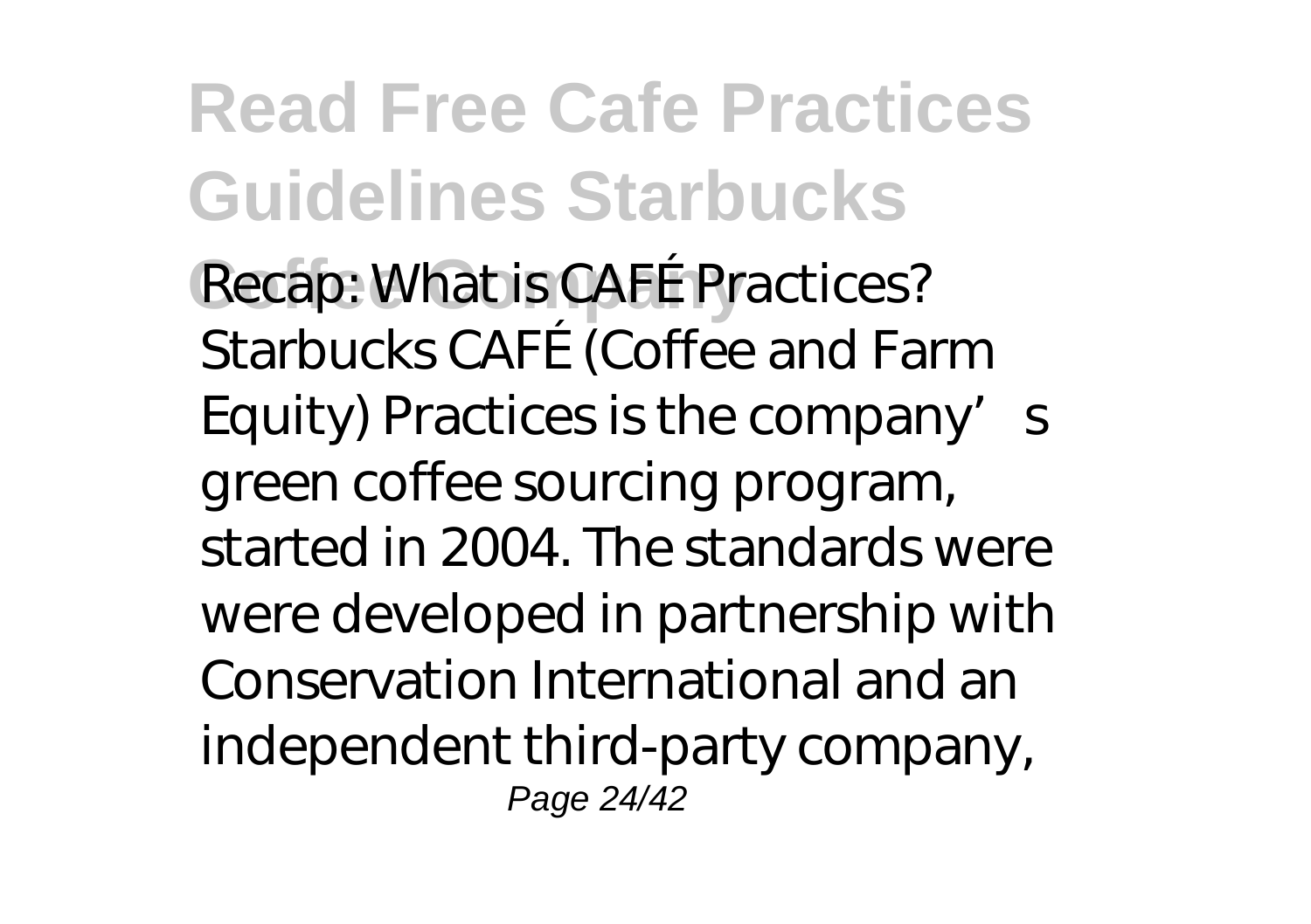Recap: What is CAFÉ Practices? Starbucks CAFÉ (Coffee and Farm Equity) Practices is the company’s green coffee sourcing program, started in 2004. The standards were were developed in partnership with Conservation International and an independent third-party company,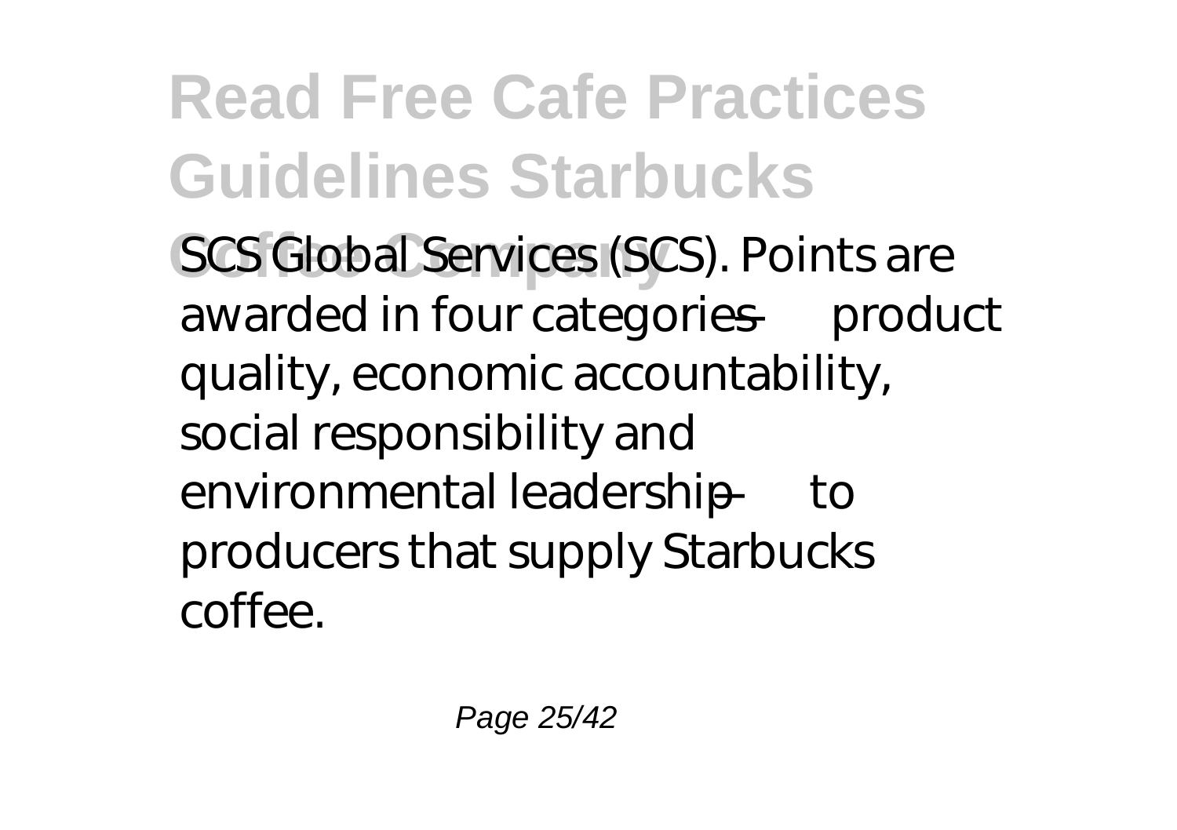SCS Global Services (SCS). Points are awarded in four categories — product quality, economic accountability, social responsibility and environmental leadership — to producers that supply Starbucks coffee.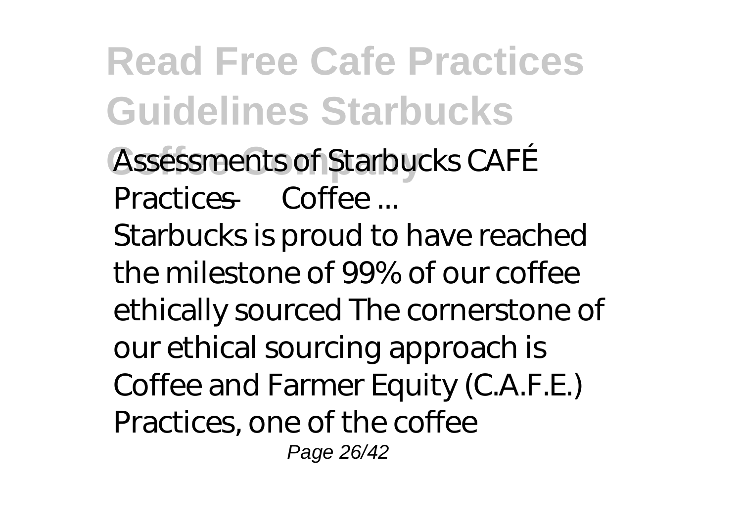Assessments of Starbucks CAFÉ Practices — Coffee ...

Starbucks is proud to have reached the milestone of 99% of our coffee ethically sourced The cornerstone of our ethical sourcing approach is Coffee and Farmer Equity (C.A.F.E.) Practices, one of the coffee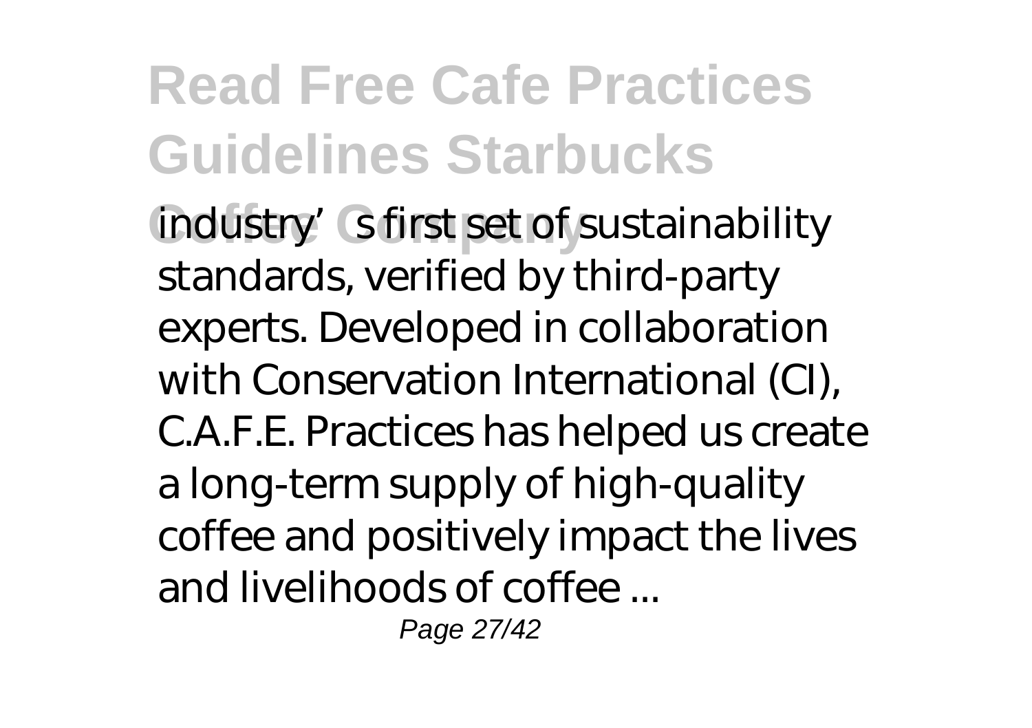industry's first set of sustainability standards, verified by third-party experts. Developed in collaboration with Conservation International (CI), C.A.F.E. Practices has helped us create a long-term supply of high-quality coffee and positively impact the lives and livelihoods of coffee ...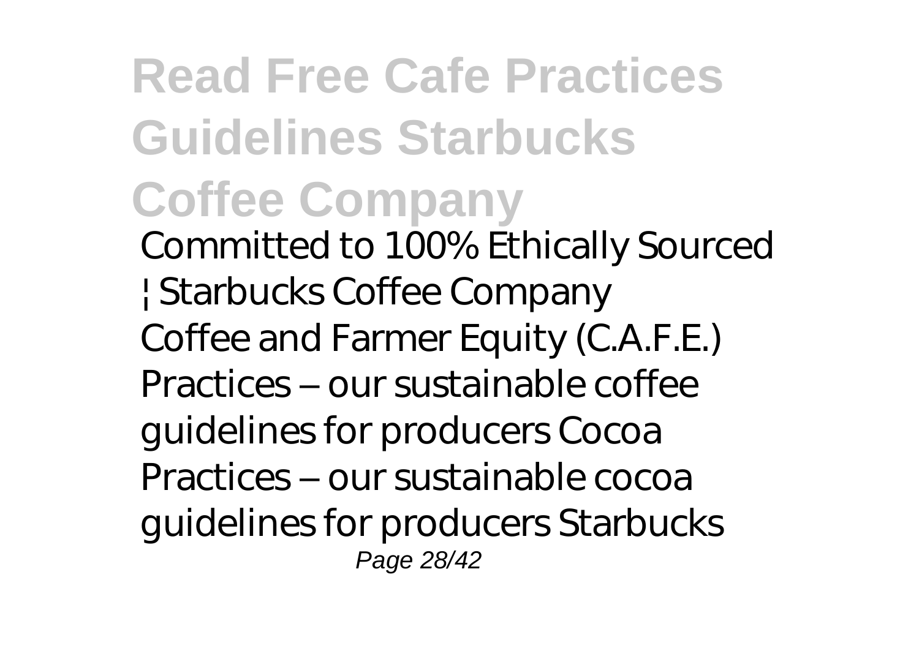**Read Free Cafe Practices Guidelines Starbucks Coffee Company**

Committed to 100% Ethically Sourced | Starbucks Coffee Company
Coffee and Farmer Equity (C.A.F.E.) Practices – our sustainable coffee guidelines for producers Cocoa Practices – our sustainable cocoa guidelines for producers Starbucks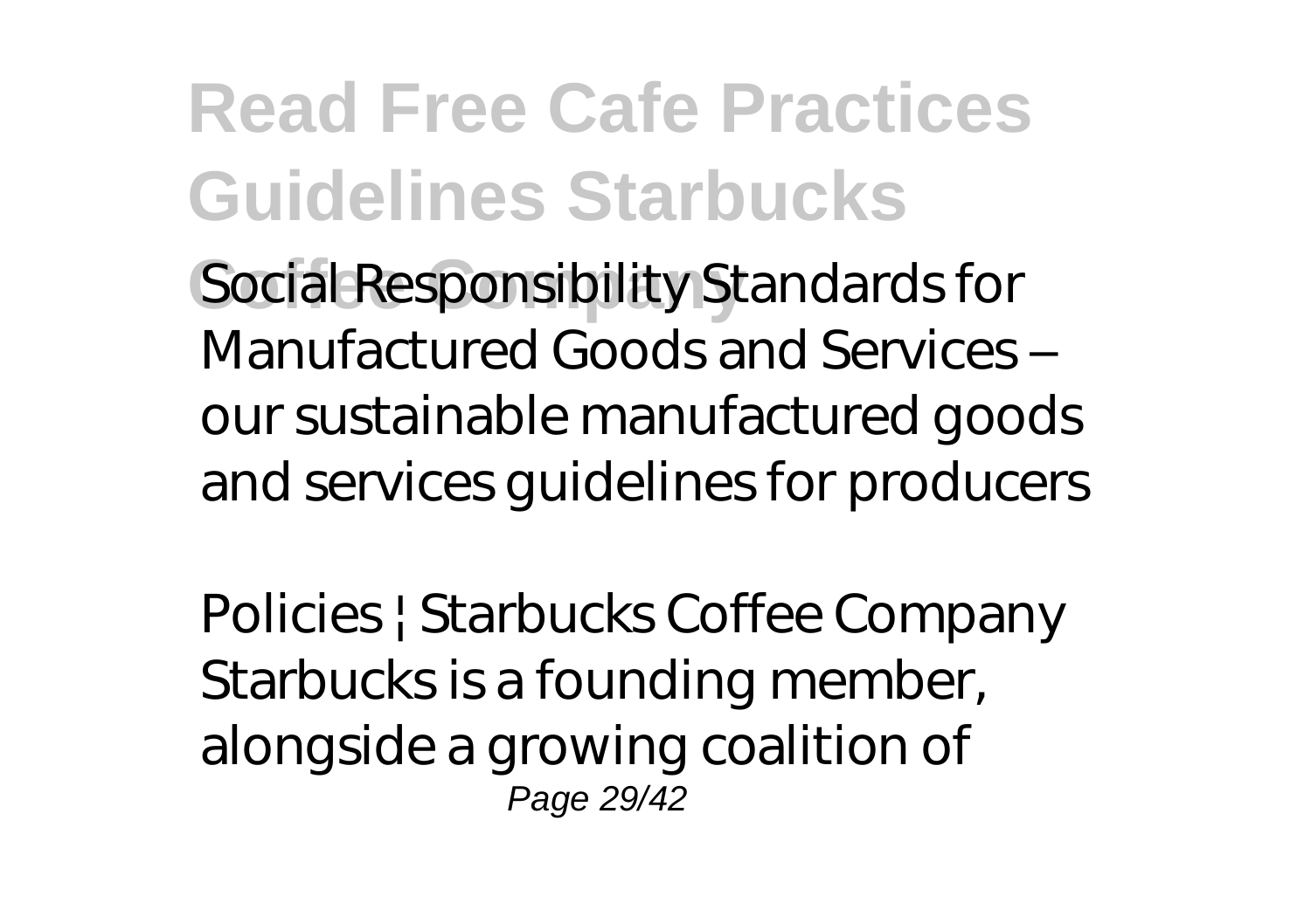Social Responsibility Standards for Manufactured Goods and Services – our sustainable manufactured goods and services guidelines for producers

Policies | Starbucks Coffee Company
Starbucks is a founding member, alongside a growing coalition of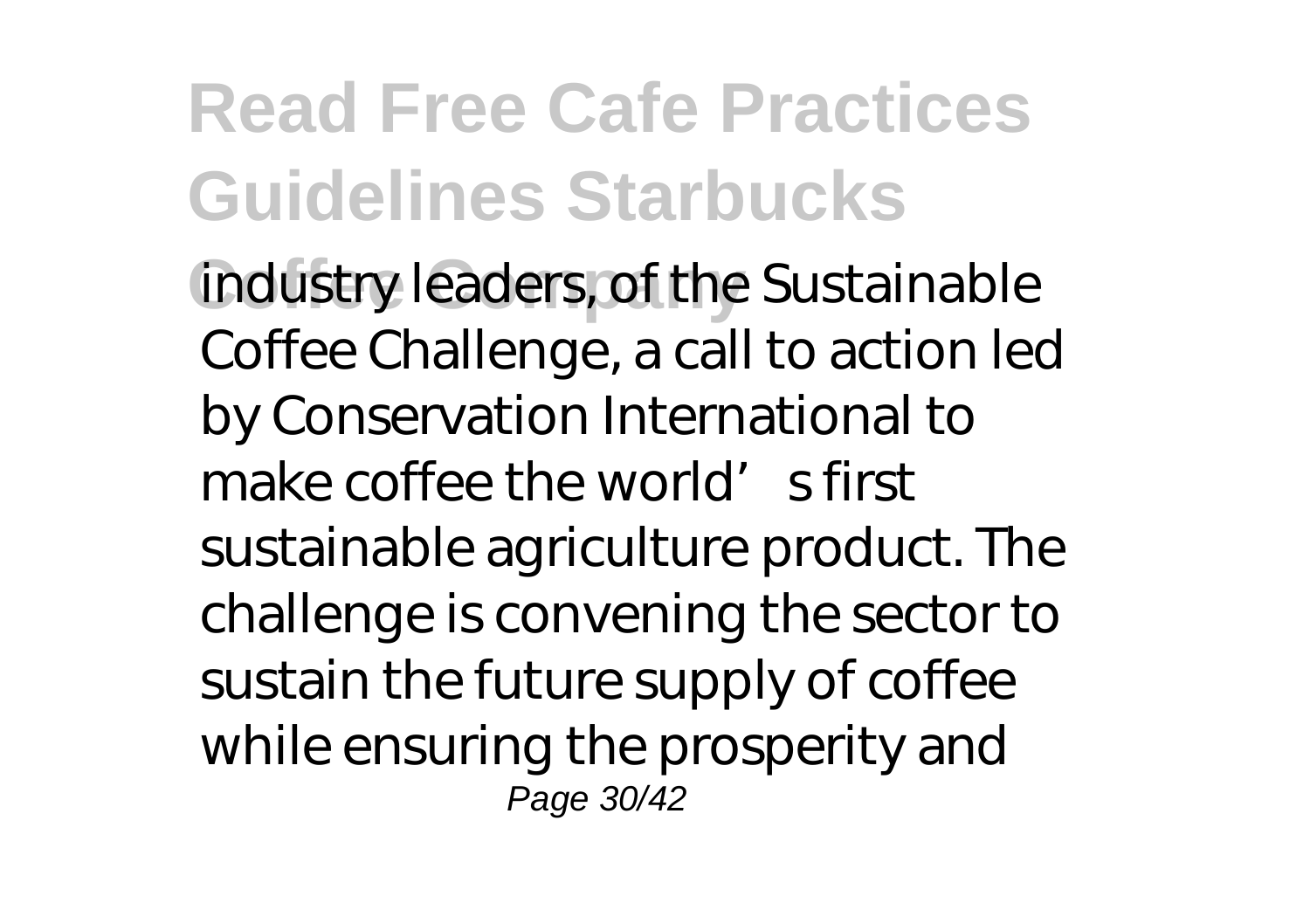industry leaders, of the Sustainable Coffee Challenge, a call to action led by Conservation International to make coffee the world's first sustainable agriculture product. The challenge is convening the sector to sustain the future supply of coffee while ensuring the prosperity and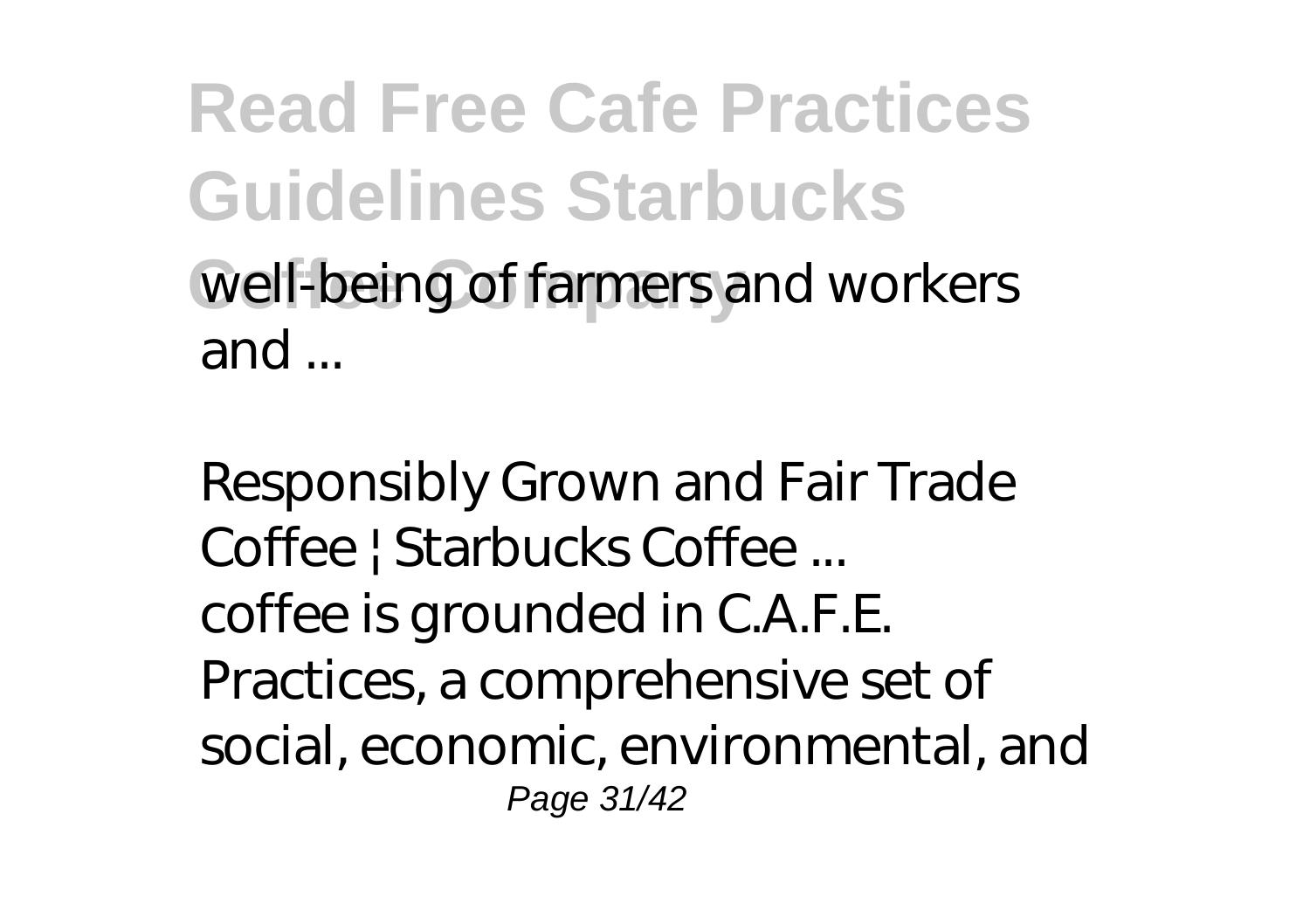well-being of farmers and workers and ...

*Responsibly Grown and Fair Trade Coffee | Starbucks Coffee ...*

coffee is grounded in C.A.F.E. Practices, a comprehensive set of social, economic, environmental, and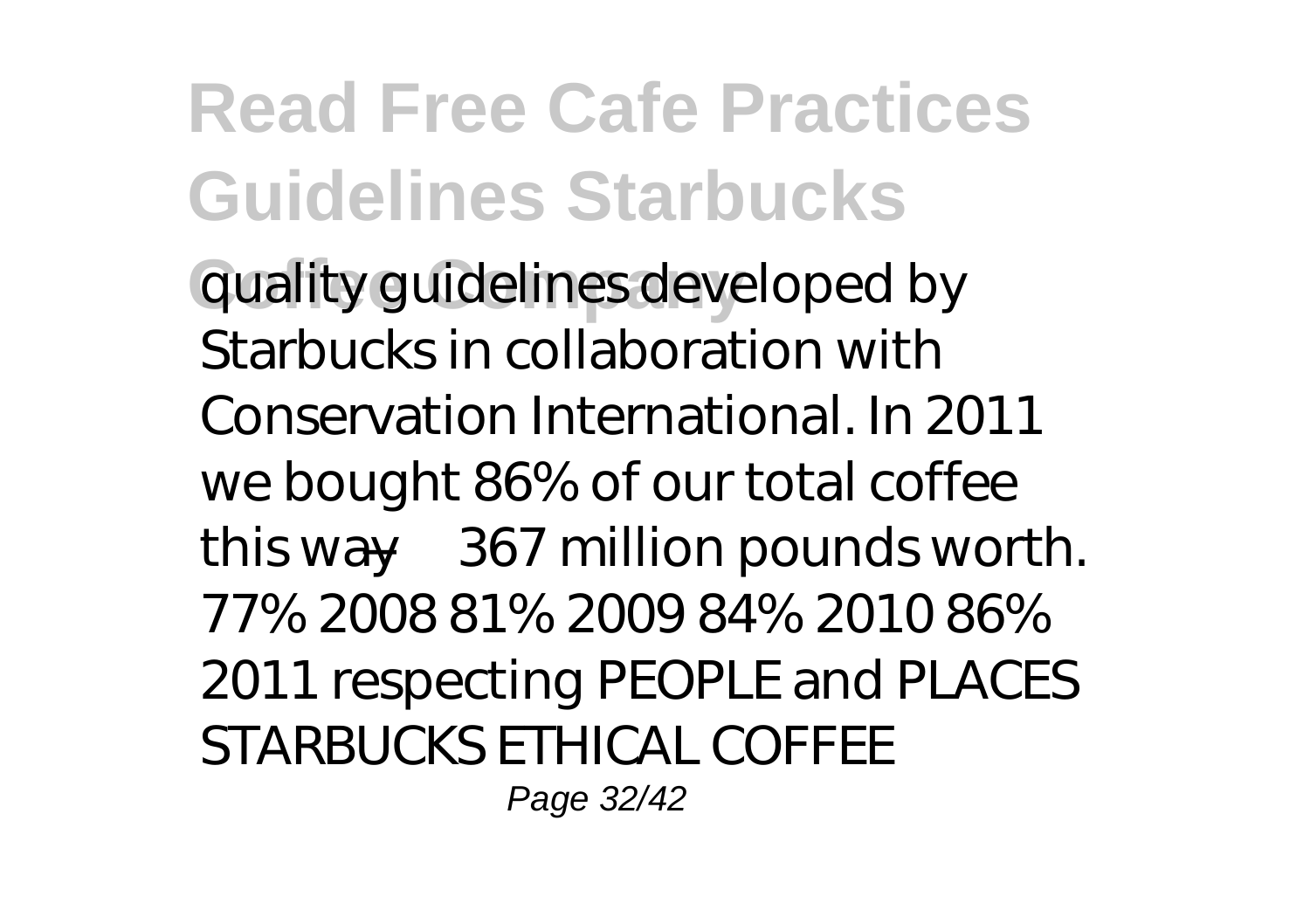quality guidelines developed by Starbucks in collaboration with Conservation International. In 2011 we bought 86% of our total coffee this way—367 million pounds worth. 77% 2008 81% 2009 84% 2010 86% 2011 respecting PEOPLE and PLACES STARBUCKS ETHICAL COFFEE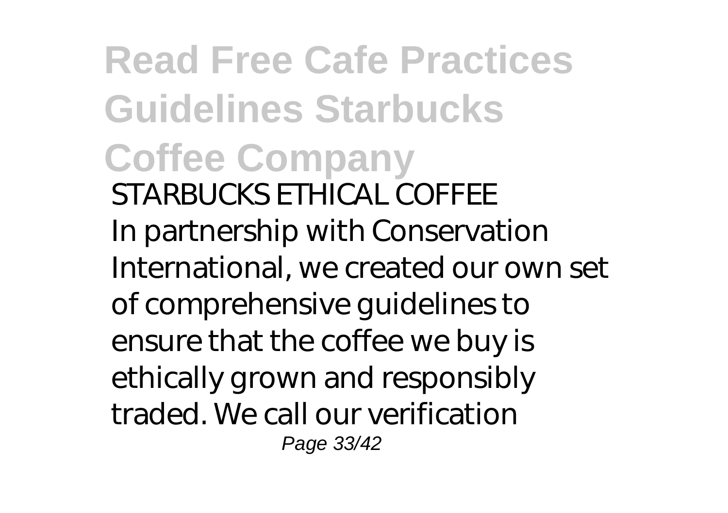STARBUCKS ETHICAL COFFEE

In partnership with Conservation International, we created our own set of comprehensive guidelines to ensure that the coffee we buy is ethically grown and responsibly traded. We call our verification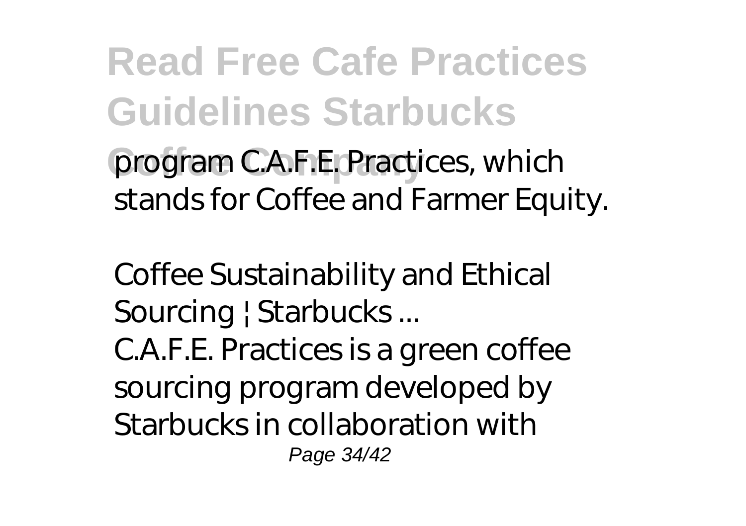program C.A.F.E. Practices, which stands for Coffee and Farmer Equity.

*Coffee Sustainability and Ethical Sourcing | Starbucks ...*

C.A.F.E. Practices is a green coffee sourcing program developed by Starbucks in collaboration with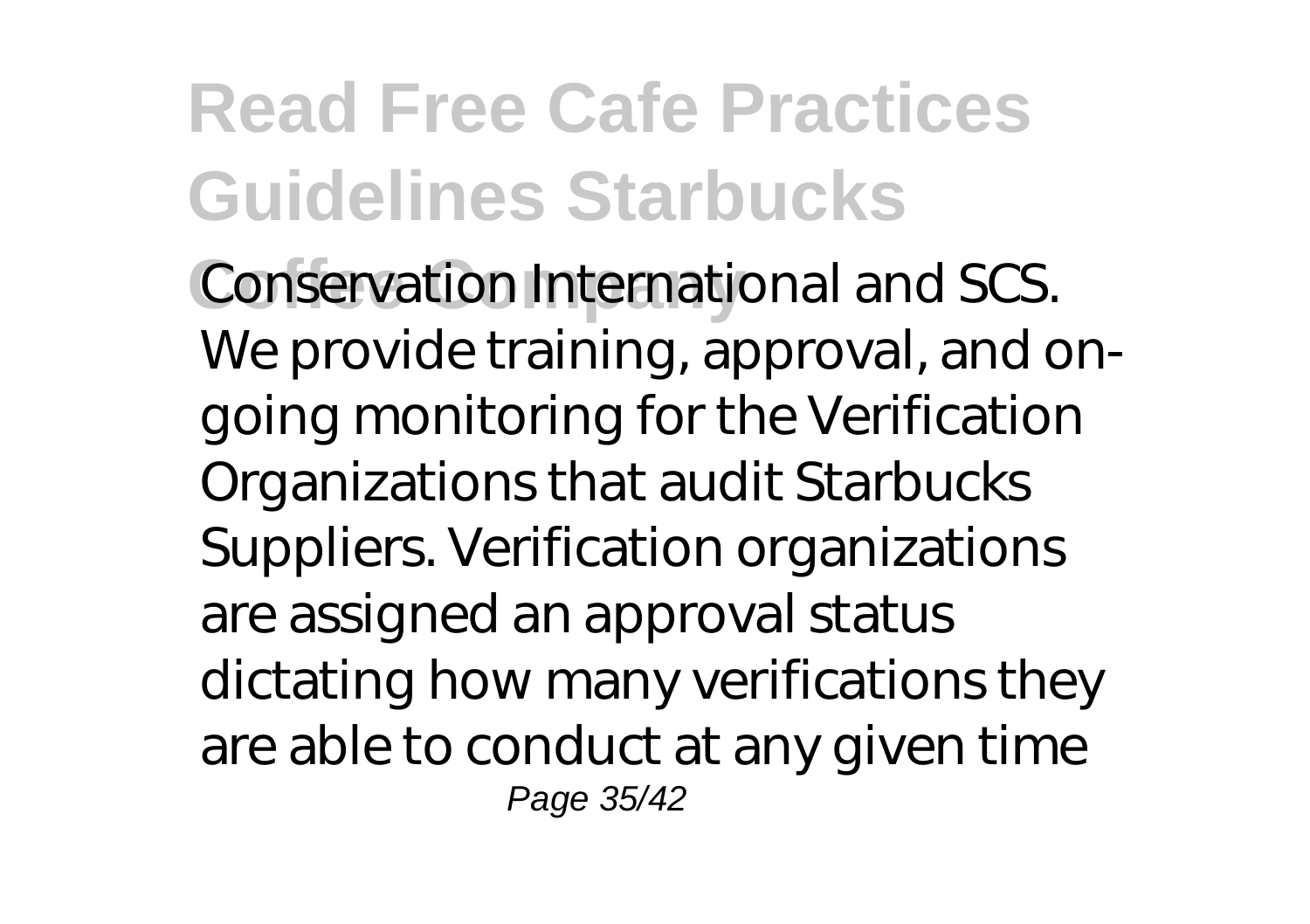Conservation International and SCS. We provide training, approval, and on-going monitoring for the Verification Organizations that audit Starbucks Suppliers. Verification organizations are assigned an approval status dictating how many verifications they are able to conduct at any given time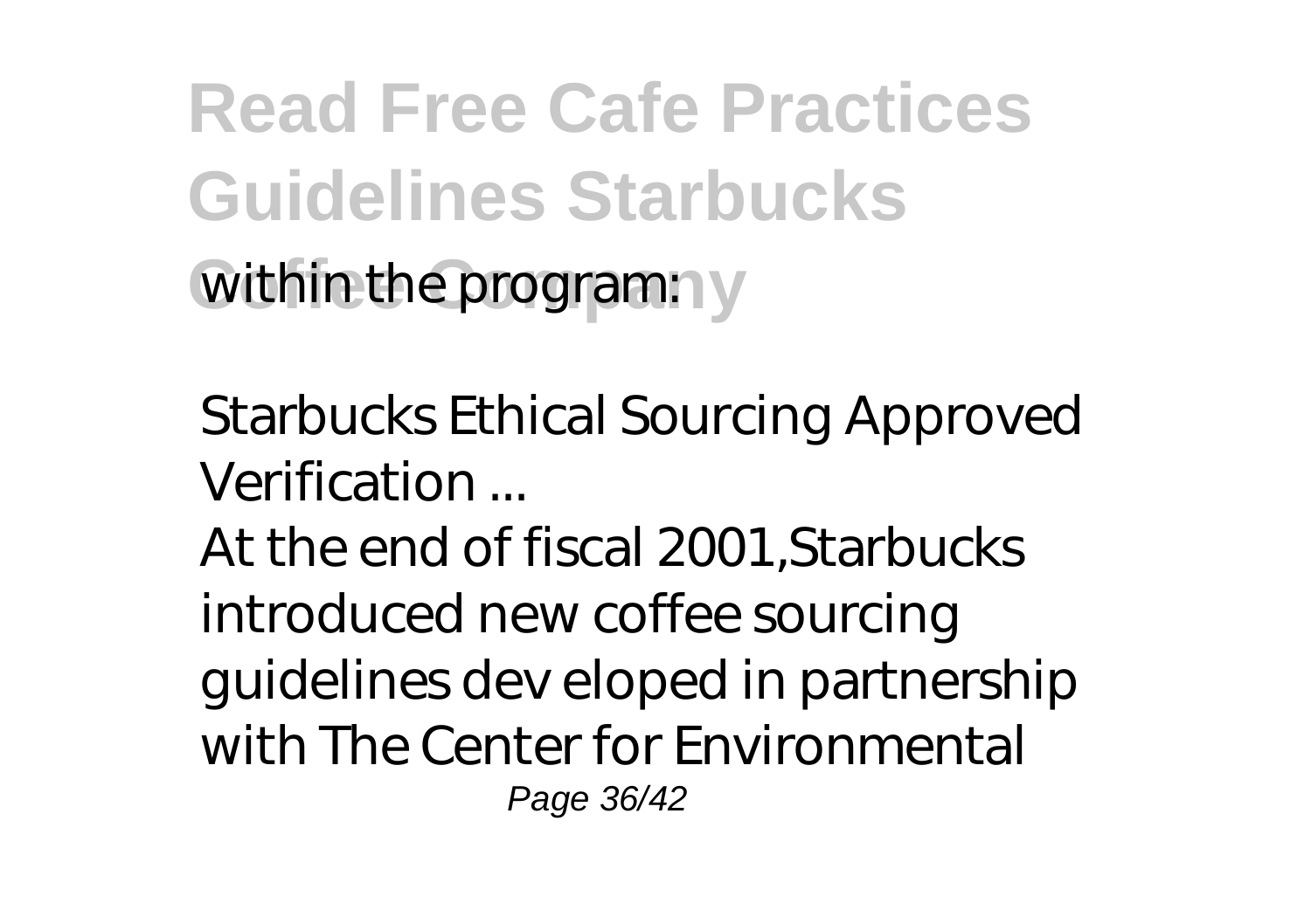within the program:

Starbucks Ethical Sourcing Approved Verification ...

At the end of fiscal 2001,Starbucks introduced new coffee sourcing guidelines dev eloped in partnership with The Center for Environmental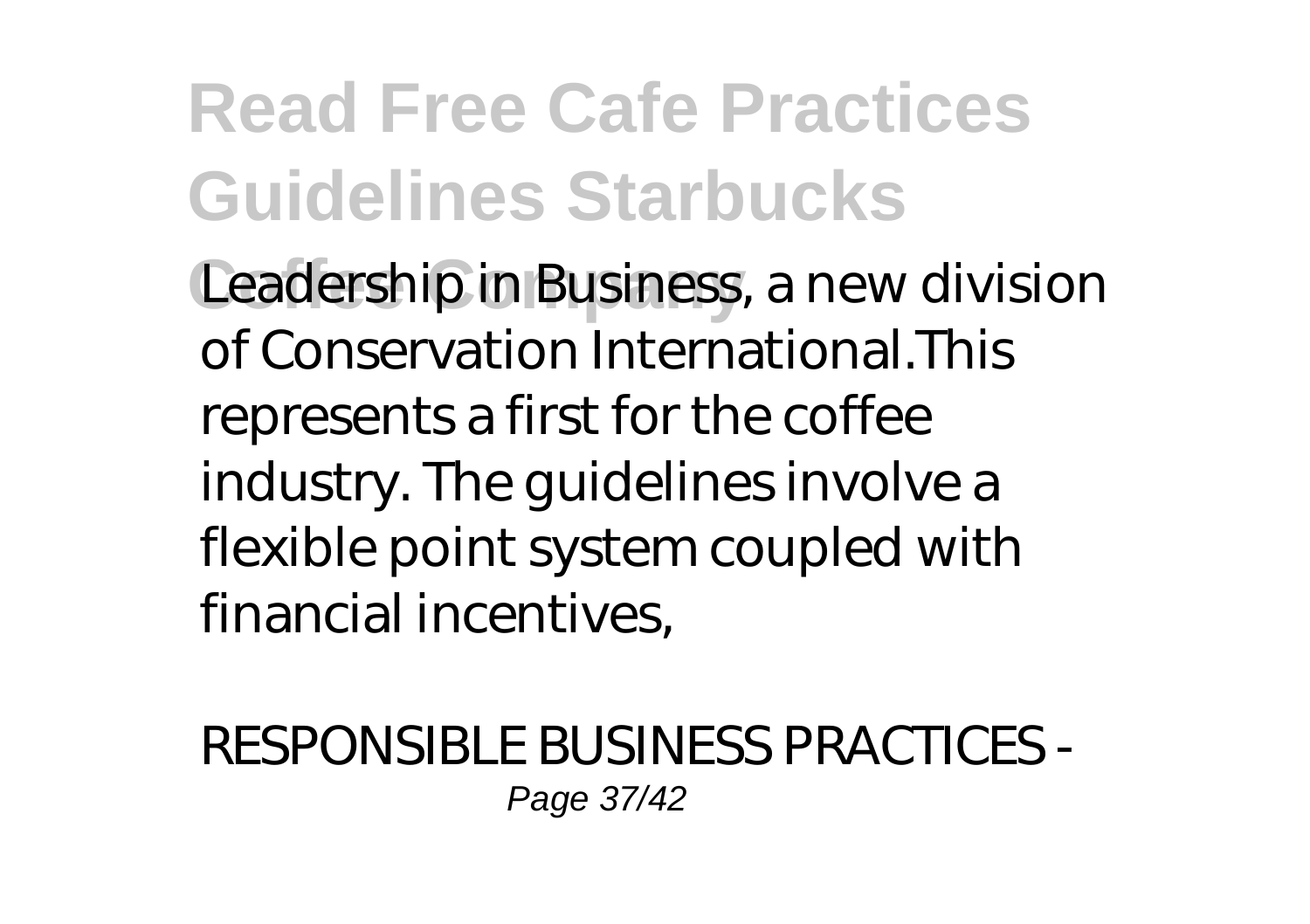Leadership in Business, a new division of Conservation International.This represents a first for the coffee industry. The guidelines involve a flexible point system coupled with financial incentives,

*RESPONSIBLE BUSINESS PRACTICES -*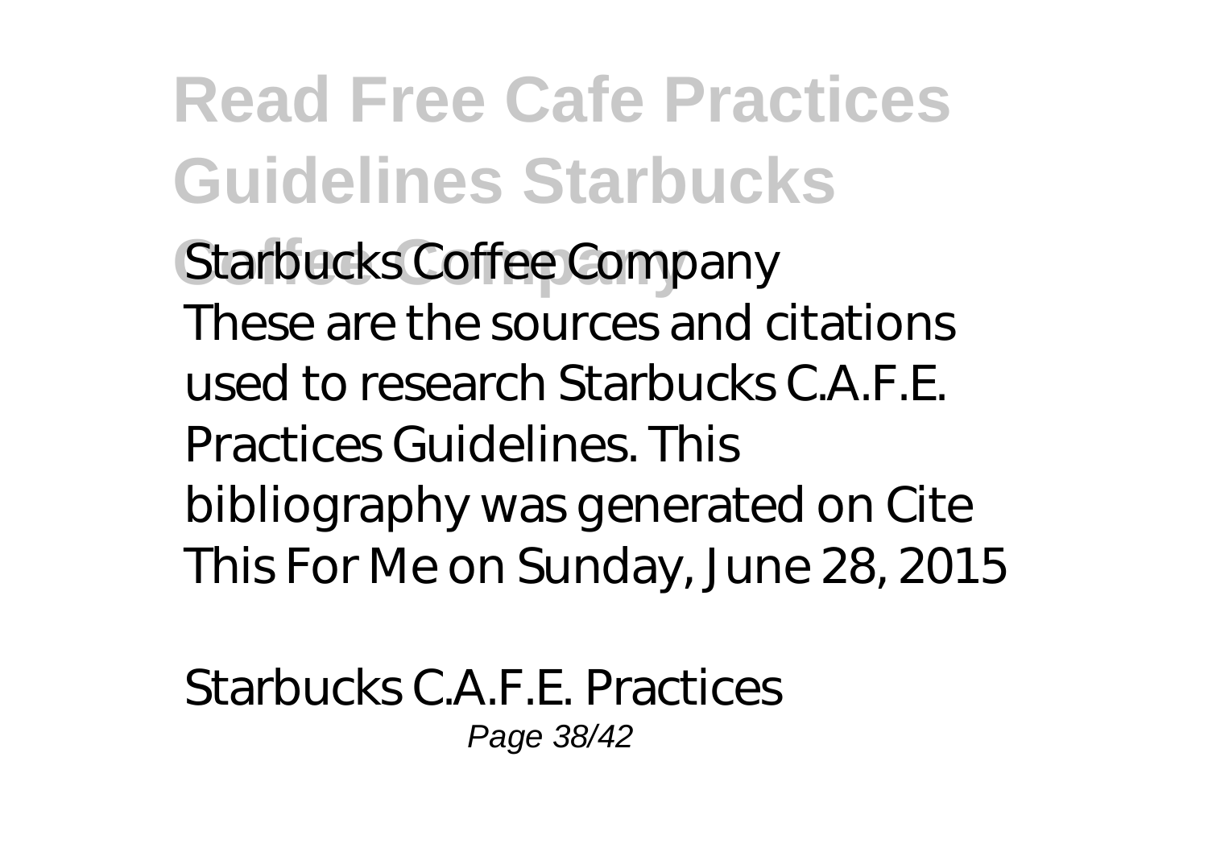**Starbucks Coffee Company**

These are the sources and citations used to research Starbucks C.A.F.E. Practices Guidelines. This bibliography was generated on Cite This For Me on Sunday, June 28, 2015

*Starbucks C.A.F.E. Practices*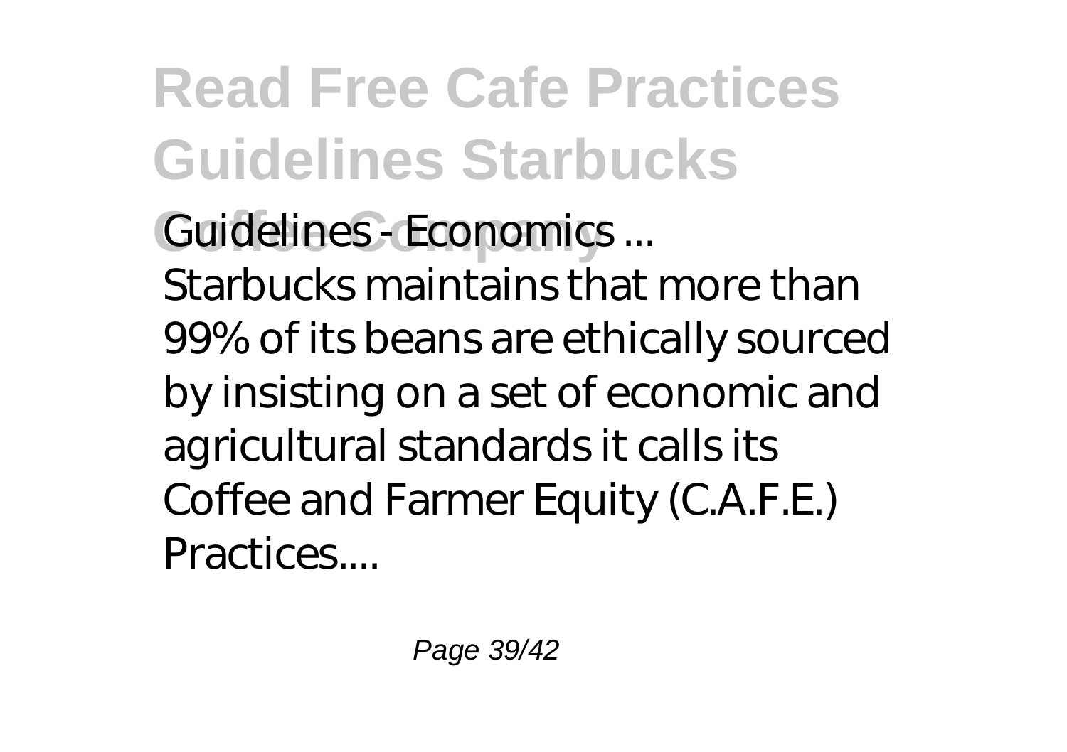*Guidelines - Economics ...*

Starbucks maintains that more than 99% of its beans are ethically sourced by insisting on a set of economic and agricultural standards it calls its Coffee and Farmer Equity (C.A.F.E.) Practices....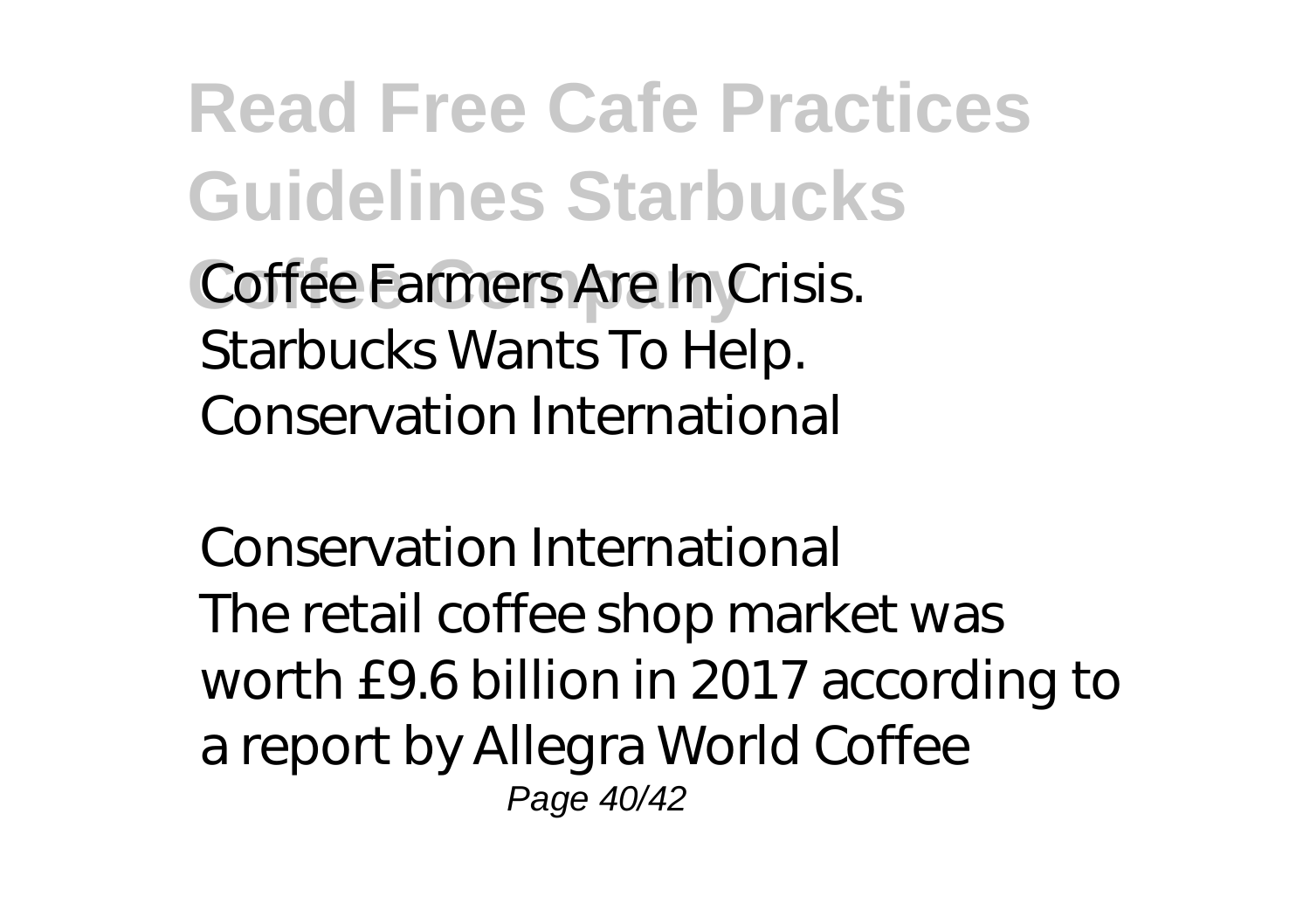Coffee Farmers Are In Crisis. Starbucks Wants To Help. Conservation International

*Conservation International*

The retail coffee shop market was worth £9.6 billion in 2017 according to a report by Allegra World Coffee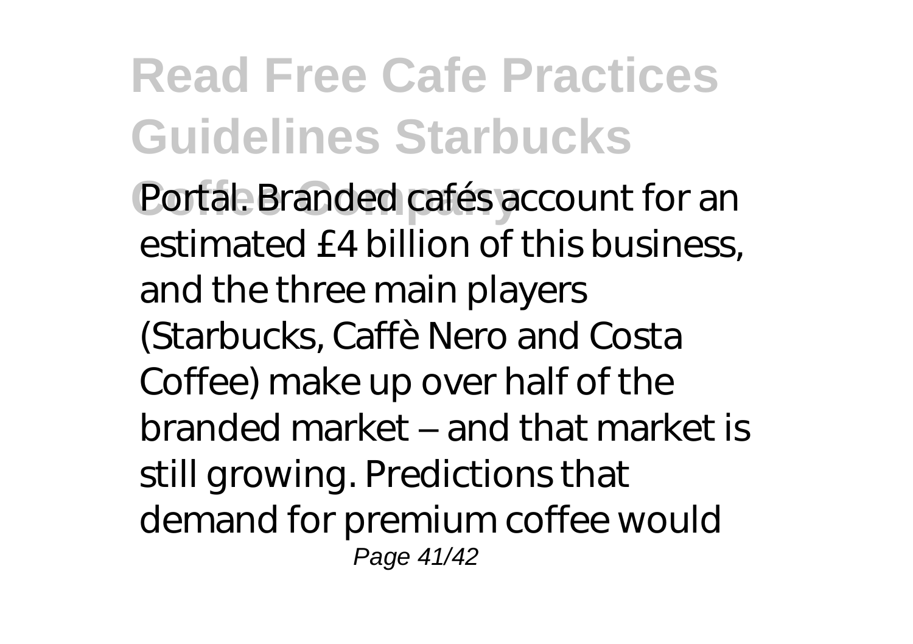Portal. Branded cafés account for an estimated £4 billion of this business, and the three main players (Starbucks, Caffè Nero and Costa Coffee) make up over half of the branded market – and that market is still growing. Predictions that demand for premium coffee would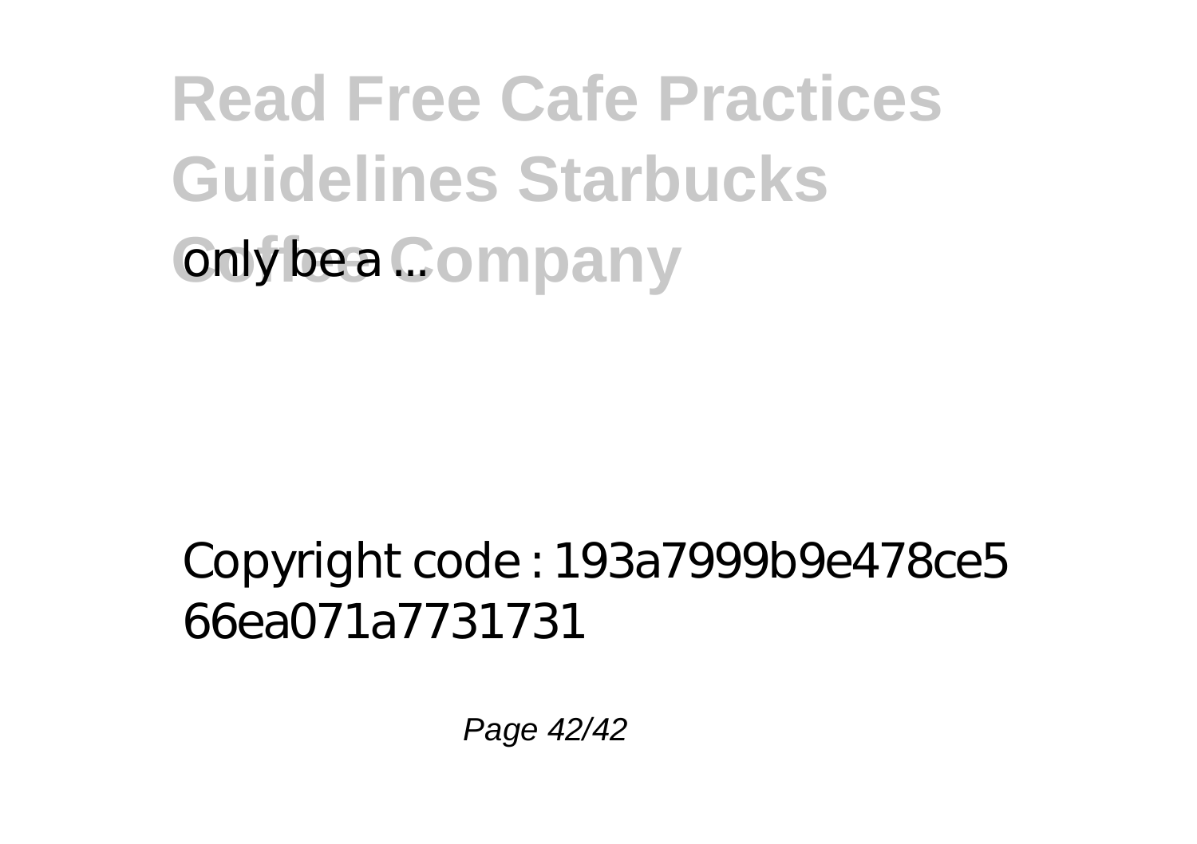only be a ...

Copyright code : 193a7999b9e478ce566ea071a7731731